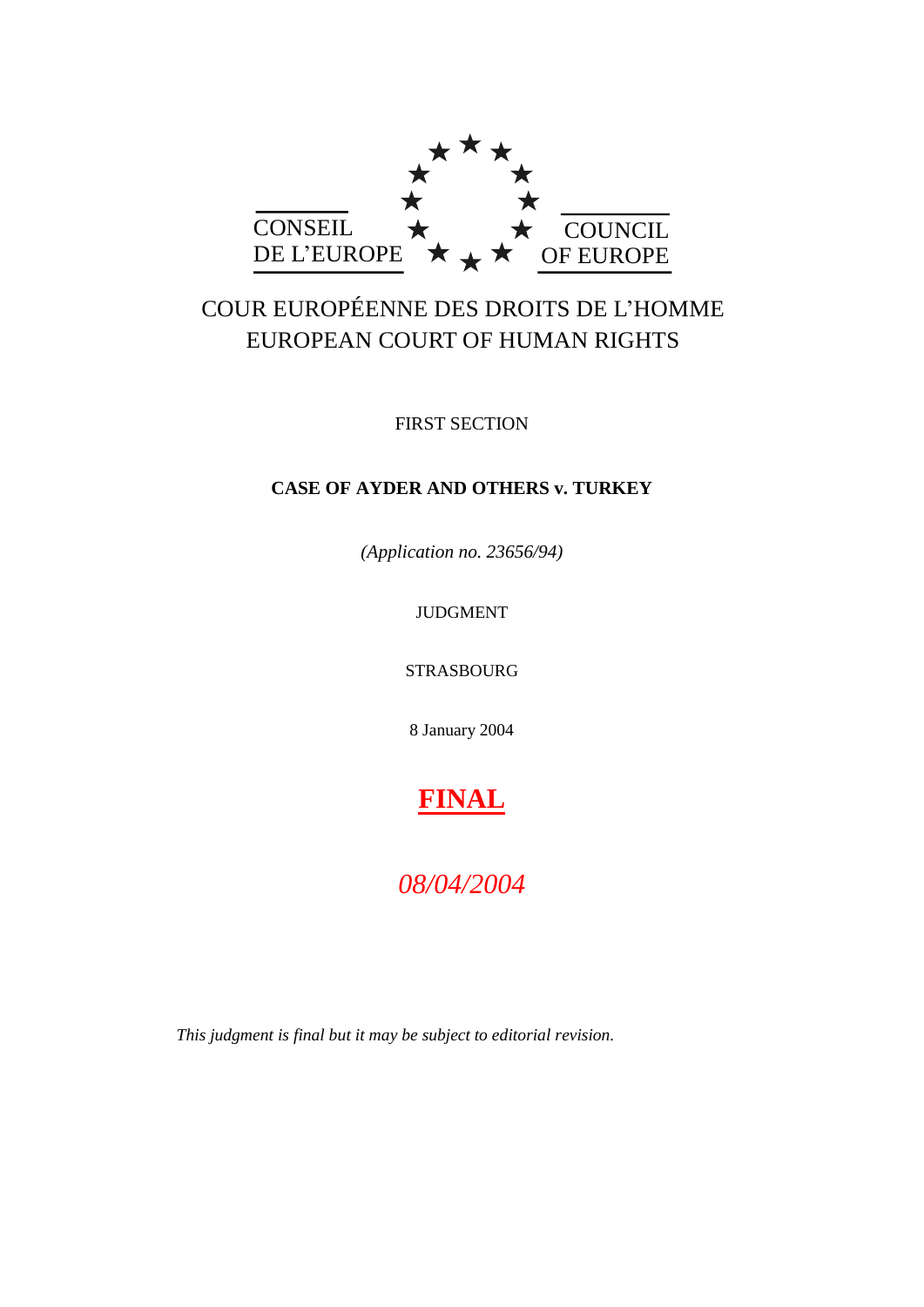CONSEIL DE L'EUROPE

COUNCIL OF EUROPE

COUR EUROPÉENNE DES DROITS DE L'HOMME
EUROPEAN COURT OF HUMAN RIGHTS

FIRST SECTION

**CASE OF AYDER AND OTHERS v. TURKEY**

*(Application no. 23656/94)*

JUDGMENT

STRASBOURG

8 January 2004

**FINAL**

*08/04/2004*

*This judgment is final but it may be subject to editorial revision.*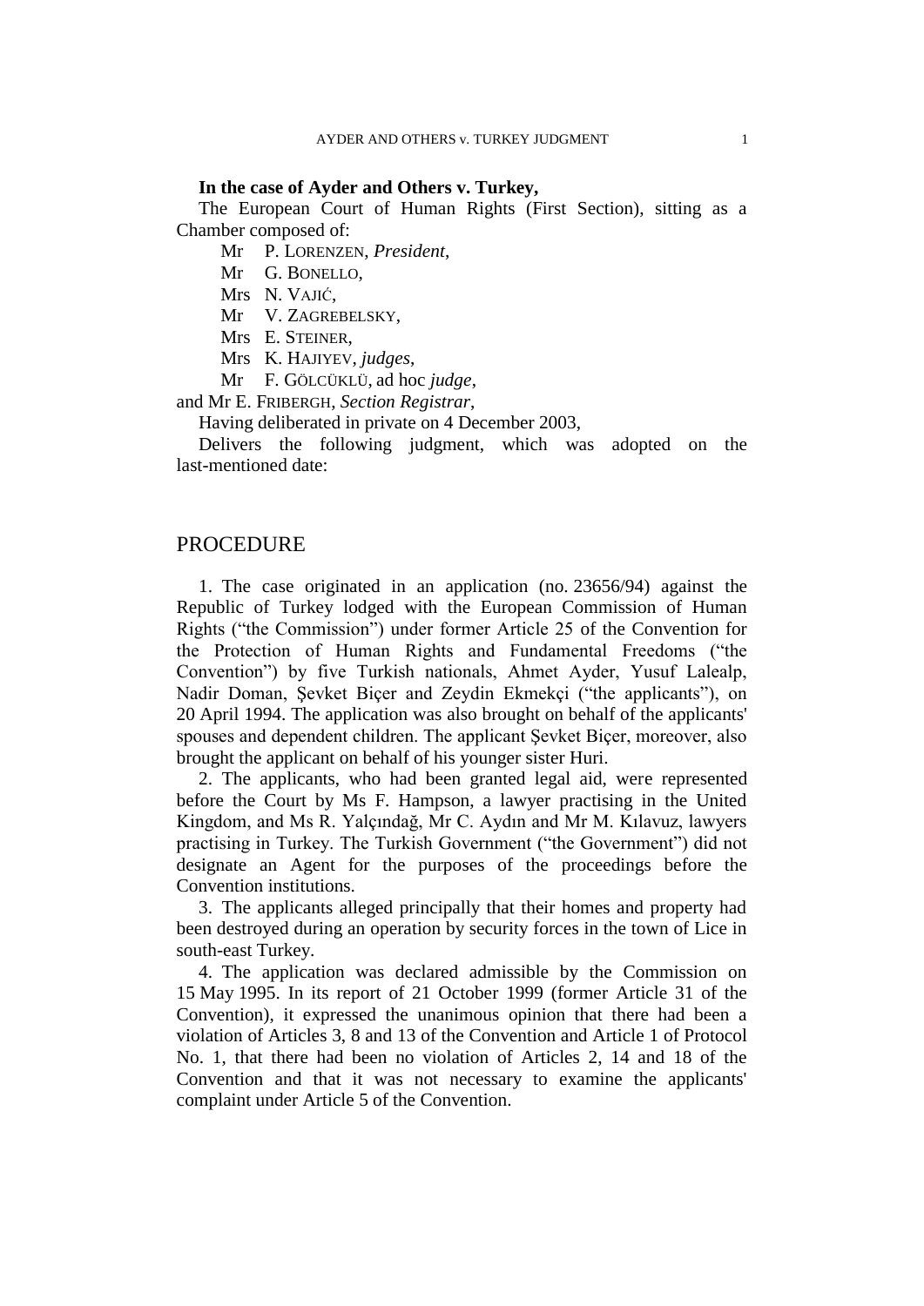**In the case of Ayder and Others v. Turkey,**

The European Court of Human Rights (First Section), sitting as a Chamber composed of:

Mr P. LORENZEN, *President*,
Mr G. BONELLO,
Mrs N. VAJIĆ,
Mr V. ZAGREBELSKY,
Mrs E. STEINER,
Mrs K. HAJIYEV, *judges*,
Mr F. GÖLCÜKLÜ, ad hoc *judge*,

and Mr E. FRIBERGH, *Section Registrar*,

Having deliberated in private on 4 December 2003,

Delivers the following judgment, which was adopted on the last-mentioned date:

## PROCEDURE

1. The case originated in an application (no. 23656/94) against the Republic of Turkey lodged with the European Commission of Human Rights ("the Commission") under former Article 25 of the Convention for the Protection of Human Rights and Fundamental Freedoms ("the Convention") by five Turkish nationals, Ahmet Ayder, Yusuf Lalealp, Nadir Doman, Şevket Biçer and Zeydin Ekmekçi ("the applicants"), on 20 April 1994. The application was also brought on behalf of the applicants' spouses and dependent children. The applicant Şevket Biçer, moreover, also brought the applicant on behalf of his younger sister Huri.

2. The applicants, who had been granted legal aid, were represented before the Court by Ms F. Hampson, a lawyer practising in the United Kingdom, and Ms R. Yalçındağ, Mr C. Aydın and Mr M. Kılavuz, lawyers practising in Turkey. The Turkish Government ("the Government") did not designate an Agent for the purposes of the proceedings before the Convention institutions.

3. The applicants alleged principally that their homes and property had been destroyed during an operation by security forces in the town of Lice in south-east Turkey.

4. The application was declared admissible by the Commission on 15 May 1995. In its report of 21 October 1999 (former Article 31 of the Convention), it expressed the unanimous opinion that there had been a violation of Articles 3, 8 and 13 of the Convention and Article 1 of Protocol No. 1, that there had been no violation of Articles 2, 14 and 18 of the Convention and that it was not necessary to examine the applicants' complaint under Article 5 of the Convention.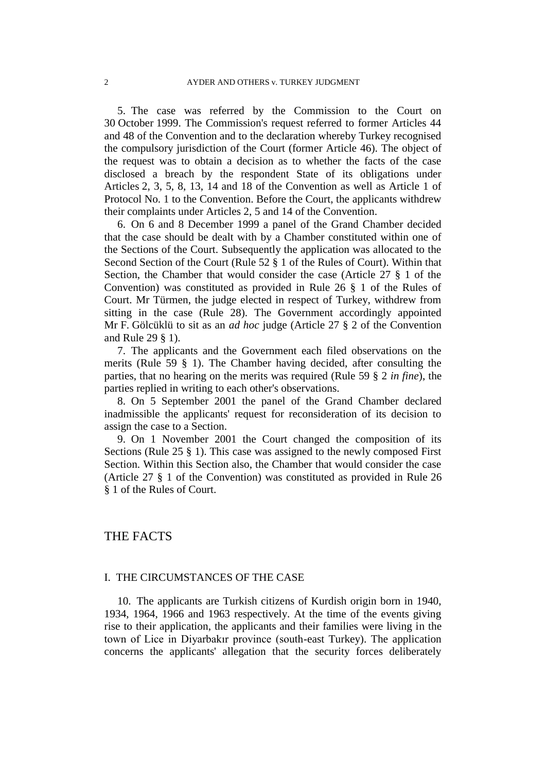5. The case was referred by the Commission to the Court on 30 October 1999. The Commission's request referred to former Articles 44 and 48 of the Convention and to the declaration whereby Turkey recognised the compulsory jurisdiction of the Court (former Article 46). The object of the request was to obtain a decision as to whether the facts of the case disclosed a breach by the respondent State of its obligations under Articles 2, 3, 5, 8, 13, 14 and 18 of the Convention as well as Article 1 of Protocol No. 1 to the Convention. Before the Court, the applicants withdrew their complaints under Articles 2, 5 and 14 of the Convention.

6. On 6 and 8 December 1999 a panel of the Grand Chamber decided that the case should be dealt with by a Chamber constituted within one of the Sections of the Court. Subsequently the application was allocated to the Second Section of the Court (Rule 52 § 1 of the Rules of Court). Within that Section, the Chamber that would consider the case (Article 27 § 1 of the Convention) was constituted as provided in Rule 26 § 1 of the Rules of Court. Mr Türmen, the judge elected in respect of Turkey, withdrew from sitting in the case (Rule 28). The Government accordingly appointed Mr F. Gölcüklü to sit as an *ad hoc* judge (Article 27 § 2 of the Convention and Rule 29 § 1).

7. The applicants and the Government each filed observations on the merits (Rule 59 § 1). The Chamber having decided, after consulting the parties, that no hearing on the merits was required (Rule 59 § 2 *in fine*), the parties replied in writing to each other's observations.

8. On 5 September 2001 the panel of the Grand Chamber declared inadmissible the applicants' request for reconsideration of its decision to assign the case to a Section.

9. On 1 November 2001 the Court changed the composition of its Sections (Rule 25 § 1). This case was assigned to the newly composed First Section. Within this Section also, the Chamber that would consider the case (Article 27 § 1 of the Convention) was constituted as provided in Rule 26 § 1 of the Rules of Court.

# THE FACTS

## I. THE CIRCUMSTANCES OF THE CASE

10. The applicants are Turkish citizens of Kurdish origin born in 1940, 1934, 1964, 1966 and 1963 respectively. At the time of the events giving rise to their application, the applicants and their families were living in the town of Lice in Diyarbakır province (south-east Turkey). The application concerns the applicants' allegation that the security forces deliberately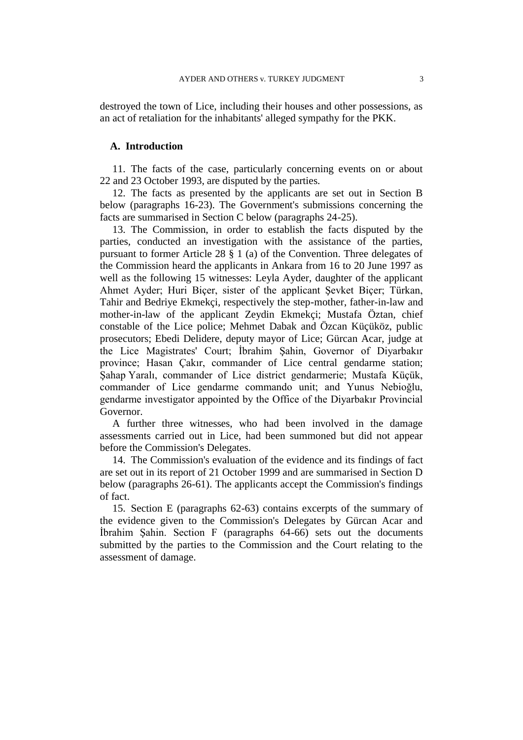destroyed the town of Lice, including their houses and other possessions, as an act of retaliation for the inhabitants' alleged sympathy for the PKK.

### A. Introduction

11. The facts of the case, particularly concerning events on or about 22 and 23 October 1993, are disputed by the parties.

12. The facts as presented by the applicants are set out in Section B below (paragraphs 16-23). The Government's submissions concerning the facts are summarised in Section C below (paragraphs 24-25).

13. The Commission, in order to establish the facts disputed by the parties, conducted an investigation with the assistance of the parties, pursuant to former Article 28 § 1 (a) of the Convention. Three delegates of the Commission heard the applicants in Ankara from 16 to 20 June 1997 as well as the following 15 witnesses: Leyla Ayder, daughter of the applicant Ahmet Ayder; Huri Biçer, sister of the applicant Şevket Biçer; Türkan, Tahir and Bedriye Ekmekçi, respectively the step-mother, father-in-law and mother-in-law of the applicant Zeydin Ekmekçi; Mustafa Öztan, chief constable of the Lice police; Mehmet Dabak and Özcan Küçüköz, public prosecutors; Ebedi Delidere, deputy mayor of Lice; Gürcan Acar, judge at the Lice Magistrates' Court; İbrahim Şahin, Governor of Diyarbakır province; Hasan Çakır, commander of Lice central gendarme station; Şahap Yaralı, commander of Lice district gendarmerie; Mustafa Küçük, commander of Lice gendarme commando unit; and Yunus Nebioğlu, gendarme investigator appointed by the Office of the Diyarbakır Provincial Governor.

A further three witnesses, who had been involved in the damage assessments carried out in Lice, had been summoned but did not appear before the Commission's Delegates.

14. The Commission's evaluation of the evidence and its findings of fact are set out in its report of 21 October 1999 and are summarised in Section D below (paragraphs 26-61). The applicants accept the Commission's findings of fact.

15. Section E (paragraphs 62-63) contains excerpts of the summary of the evidence given to the Commission's Delegates by Gürcan Acar and İbrahim Şahin. Section F (paragraphs 64-66) sets out the documents submitted by the parties to the Commission and the Court relating to the assessment of damage.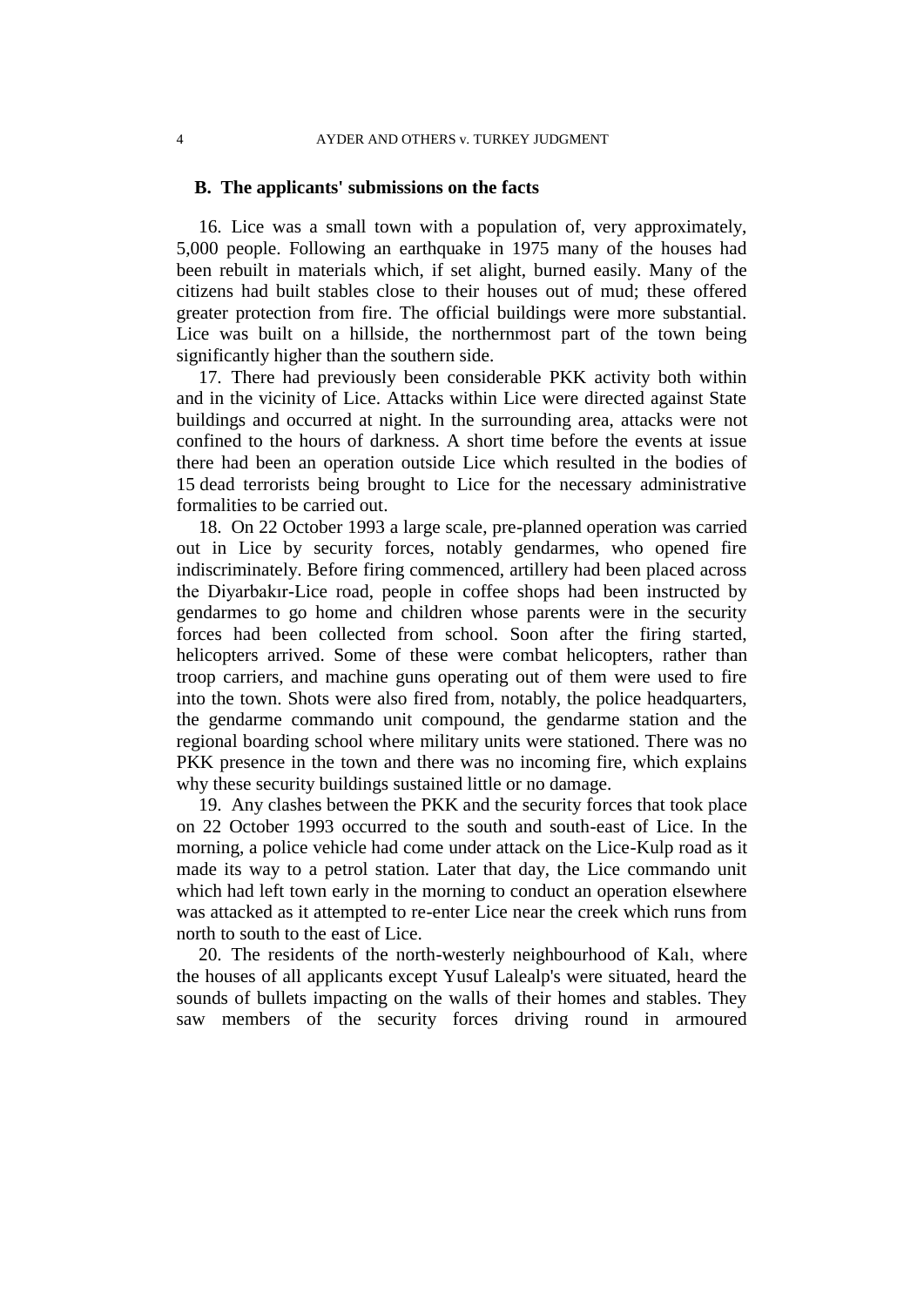### B. The applicants' submissions on the facts

16. Lice was a small town with a population of, very approximately, 5,000 people. Following an earthquake in 1975 many of the houses had been rebuilt in materials which, if set alight, burned easily. Many of the citizens had built stables close to their houses out of mud; these offered greater protection from fire. The official buildings were more substantial. Lice was built on a hillside, the northernmost part of the town being significantly higher than the southern side.

17. There had previously been considerable PKK activity both within and in the vicinity of Lice. Attacks within Lice were directed against State buildings and occurred at night. In the surrounding area, attacks were not confined to the hours of darkness. A short time before the events at issue there had been an operation outside Lice which resulted in the bodies of 15 dead terrorists being brought to Lice for the necessary administrative formalities to be carried out.

18. On 22 October 1993 a large scale, pre-planned operation was carried out in Lice by security forces, notably gendarmes, who opened fire indiscriminately. Before firing commenced, artillery had been placed across the Diyarbakır-Lice road, people in coffee shops had been instructed by gendarmes to go home and children whose parents were in the security forces had been collected from school. Soon after the firing started, helicopters arrived. Some of these were combat helicopters, rather than troop carriers, and machine guns operating out of them were used to fire into the town. Shots were also fired from, notably, the police headquarters, the gendarme commando unit compound, the gendarme station and the regional boarding school where military units were stationed. There was no PKK presence in the town and there was no incoming fire, which explains why these security buildings sustained little or no damage.

19. Any clashes between the PKK and the security forces that took place on 22 October 1993 occurred to the south and south-east of Lice. In the morning, a police vehicle had come under attack on the Lice-Kulp road as it made its way to a petrol station. Later that day, the Lice commando unit which had left town early in the morning to conduct an operation elsewhere was attacked as it attempted to re-enter Lice near the creek which runs from north to south to the east of Lice.

20. The residents of the north-westerly neighbourhood of Kalı, where the houses of all applicants except Yusuf Lalealp's were situated, heard the sounds of bullets impacting on the walls of their homes and stables. They saw members of the security forces driving round in armoured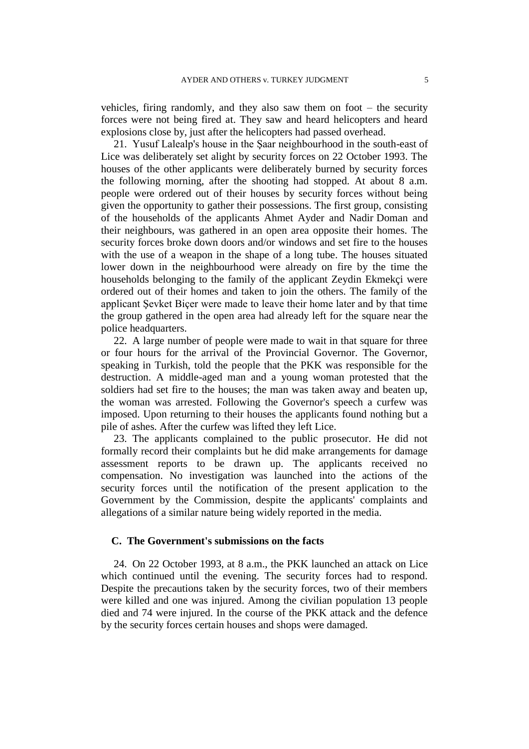vehicles, firing randomly, and they also saw them on foot – the security forces were not being fired at. They saw and heard helicopters and heard explosions close by, just after the helicopters had passed overhead.

21. Yusuf Lalealp's house in the Şaar neighbourhood in the south-east of Lice was deliberately set alight by security forces on 22 October 1993. The houses of the other applicants were deliberately burned by security forces the following morning, after the shooting had stopped. At about 8 a.m. people were ordered out of their houses by security forces without being given the opportunity to gather their possessions. The first group, consisting of the households of the applicants Ahmet Ayder and Nadir Doman and their neighbours, was gathered in an open area opposite their homes. The security forces broke down doors and/or windows and set fire to the houses with the use of a weapon in the shape of a long tube. The houses situated lower down in the neighbourhood were already on fire by the time the households belonging to the family of the applicant Zeydin Ekmekçi were ordered out of their homes and taken to join the others. The family of the applicant Şevket Biçer were made to leave their home later and by that time the group gathered in the open area had already left for the square near the police headquarters.

22. A large number of people were made to wait in that square for three or four hours for the arrival of the Provincial Governor. The Governor, speaking in Turkish, told the people that the PKK was responsible for the destruction. A middle-aged man and a young woman protested that the soldiers had set fire to the houses; the man was taken away and beaten up, the woman was arrested. Following the Governor's speech a curfew was imposed. Upon returning to their houses the applicants found nothing but a pile of ashes. After the curfew was lifted they left Lice.

23. The applicants complained to the public prosecutor. He did not formally record their complaints but he did make arrangements for damage assessment reports to be drawn up. The applicants received no compensation. No investigation was launched into the actions of the security forces until the notification of the present application to the Government by the Commission, despite the applicants' complaints and allegations of a similar nature being widely reported in the media.

## C. The Government's submissions on the facts

24. On 22 October 1993, at 8 a.m., the PKK launched an attack on Lice which continued until the evening. The security forces had to respond. Despite the precautions taken by the security forces, two of their members were killed and one was injured. Among the civilian population 13 people died and 74 were injured. In the course of the PKK attack and the defence by the security forces certain houses and shops were damaged.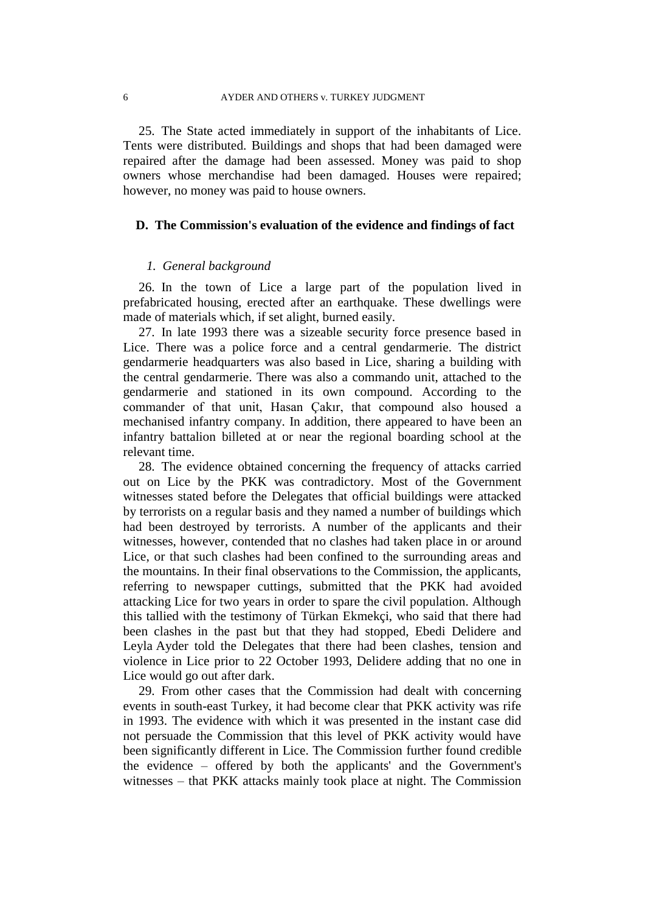25. The State acted immediately in support of the inhabitants of Lice. Tents were distributed. Buildings and shops that had been damaged were repaired after the damage had been assessed. Money was paid to shop owners whose merchandise had been damaged. Houses were repaired; however, no money was paid to house owners.

### D. The Commission's evaluation of the evidence and findings of fact

#### *1. General background*

26. In the town of Lice a large part of the population lived in prefabricated housing, erected after an earthquake. These dwellings were made of materials which, if set alight, burned easily.

27. In late 1993 there was a sizeable security force presence based in Lice. There was a police force and a central gendarmerie. The district gendarmerie headquarters was also based in Lice, sharing a building with the central gendarmerie. There was also a commando unit, attached to the gendarmerie and stationed in its own compound. According to the commander of that unit, Hasan Çakır, that compound also housed a mechanised infantry company. In addition, there appeared to have been an infantry battalion billeted at or near the regional boarding school at the relevant time.

28. The evidence obtained concerning the frequency of attacks carried out on Lice by the PKK was contradictory. Most of the Government witnesses stated before the Delegates that official buildings were attacked by terrorists on a regular basis and they named a number of buildings which had been destroyed by terrorists. A number of the applicants and their witnesses, however, contended that no clashes had taken place in or around Lice, or that such clashes had been confined to the surrounding areas and the mountains. In their final observations to the Commission, the applicants, referring to newspaper cuttings, submitted that the PKK had avoided attacking Lice for two years in order to spare the civil population. Although this tallied with the testimony of Türkan Ekmekçi, who said that there had been clashes in the past but that they had stopped, Ebedi Delidere and Leyla Ayder told the Delegates that there had been clashes, tension and violence in Lice prior to 22 October 1993, Delidere adding that no one in Lice would go out after dark.

29. From other cases that the Commission had dealt with concerning events in south-east Turkey, it had become clear that PKK activity was rife in 1993. The evidence with which it was presented in the instant case did not persuade the Commission that this level of PKK activity would have been significantly different in Lice. The Commission further found credible the evidence – offered by both the applicants' and the Government's witnesses – that PKK attacks mainly took place at night. The Commission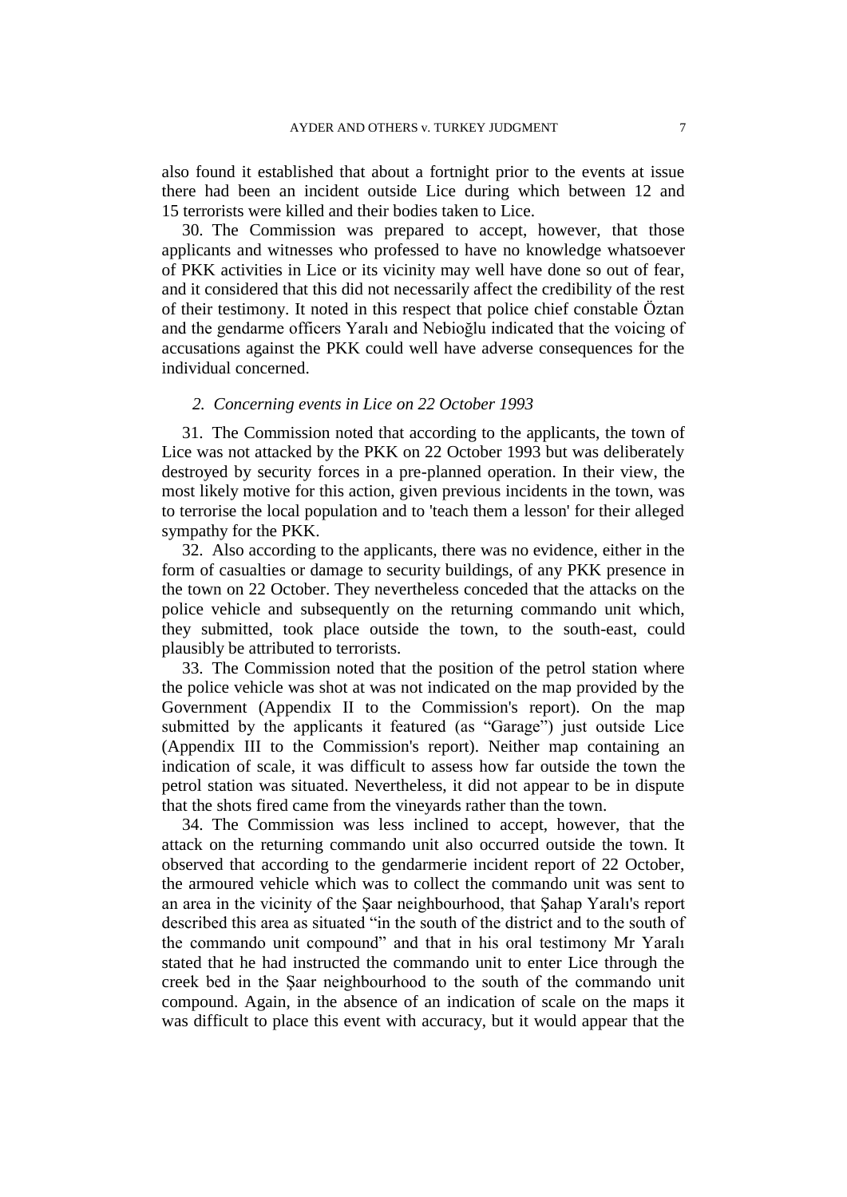also found it established that about a fortnight prior to the events at issue there had been an incident outside Lice during which between 12 and 15 terrorists were killed and their bodies taken to Lice.

30. The Commission was prepared to accept, however, that those applicants and witnesses who professed to have no knowledge whatsoever of PKK activities in Lice or its vicinity may well have done so out of fear, and it considered that this did not necessarily affect the credibility of the rest of their testimony. It noted in this respect that police chief constable Öztan and the gendarme officers Yaralı and Nebioğlu indicated that the voicing of accusations against the PKK could well have adverse consequences for the individual concerned.

### *2. Concerning events in Lice on 22 October 1993*

31. The Commission noted that according to the applicants, the town of Lice was not attacked by the PKK on 22 October 1993 but was deliberately destroyed by security forces in a pre-planned operation. In their view, the most likely motive for this action, given previous incidents in the town, was to terrorise the local population and to 'teach them a lesson' for their alleged sympathy for the PKK.

32. Also according to the applicants, there was no evidence, either in the form of casualties or damage to security buildings, of any PKK presence in the town on 22 October. They nevertheless conceded that the attacks on the police vehicle and subsequently on the returning commando unit which, they submitted, took place outside the town, to the south-east, could plausibly be attributed to terrorists.

33. The Commission noted that the position of the petrol station where the police vehicle was shot at was not indicated on the map provided by the Government (Appendix II to the Commission's report). On the map submitted by the applicants it featured (as "Garage") just outside Lice (Appendix III to the Commission's report). Neither map containing an indication of scale, it was difficult to assess how far outside the town the petrol station was situated. Nevertheless, it did not appear to be in dispute that the shots fired came from the vineyards rather than the town.

34. The Commission was less inclined to accept, however, that the attack on the returning commando unit also occurred outside the town. It observed that according to the gendarmerie incident report of 22 October, the armoured vehicle which was to collect the commando unit was sent to an area in the vicinity of the Şaar neighbourhood, that Şahap Yaralı's report described this area as situated "in the south of the district and to the south of the commando unit compound" and that in his oral testimony Mr Yaralı stated that he had instructed the commando unit to enter Lice through the creek bed in the Şaar neighbourhood to the south of the commando unit compound. Again, in the absence of an indication of scale on the maps it was difficult to place this event with accuracy, but it would appear that the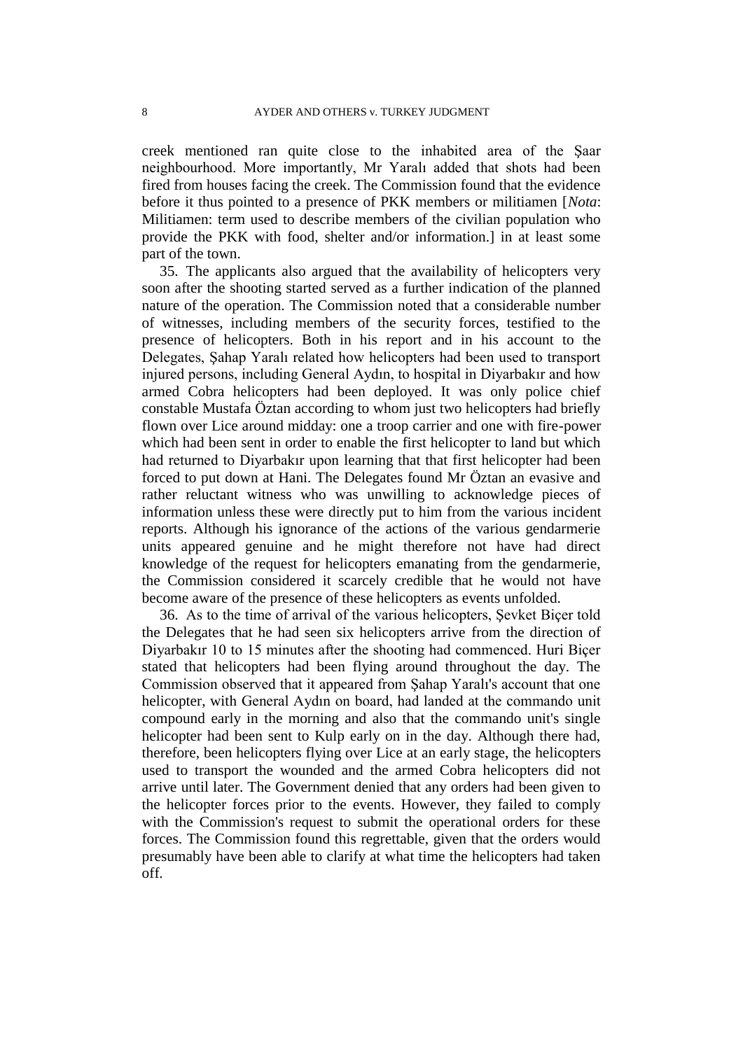creek mentioned ran quite close to the inhabited area of the Şaar neighbourhood. More importantly, Mr Yaralı added that shots had been fired from houses facing the creek. The Commission found that the evidence before it thus pointed to a presence of PKK members or militiamen [*Nota*: Militiamen: term used to describe members of the civilian population who provide the PKK with food, shelter and/or information.] in at least some part of the town.

35. The applicants also argued that the availability of helicopters very soon after the shooting started served as a further indication of the planned nature of the operation. The Commission noted that a considerable number of witnesses, including members of the security forces, testified to the presence of helicopters. Both in his report and in his account to the Delegates, Şahap Yaralı related how helicopters had been used to transport injured persons, including General Aydın, to hospital in Diyarbakır and how armed Cobra helicopters had been deployed. It was only police chief constable Mustafa Öztan according to whom just two helicopters had briefly flown over Lice around midday: one a troop carrier and one with fire-power which had been sent in order to enable the first helicopter to land but which had returned to Diyarbakır upon learning that that first helicopter had been forced to put down at Hani. The Delegates found Mr Öztan an evasive and rather reluctant witness who was unwilling to acknowledge pieces of information unless these were directly put to him from the various incident reports. Although his ignorance of the actions of the various gendarmerie units appeared genuine and he might therefore not have had direct knowledge of the request for helicopters emanating from the gendarmerie, the Commission considered it scarcely credible that he would not have become aware of the presence of these helicopters as events unfolded.

36. As to the time of arrival of the various helicopters, Şevket Biçer told the Delegates that he had seen six helicopters arrive from the direction of Diyarbakır 10 to 15 minutes after the shooting had commenced. Huri Biçer stated that helicopters had been flying around throughout the day. The Commission observed that it appeared from Şahap Yaralı's account that one helicopter, with General Aydın on board, had landed at the commando unit compound early in the morning and also that the commando unit's single helicopter had been sent to Kulp early on in the day. Although there had, therefore, been helicopters flying over Lice at an early stage, the helicopters used to transport the wounded and the armed Cobra helicopters did not arrive until later. The Government denied that any orders had been given to the helicopter forces prior to the events. However, they failed to comply with the Commission's request to submit the operational orders for these forces. The Commission found this regrettable, given that the orders would presumably have been able to clarify at what time the helicopters had taken off.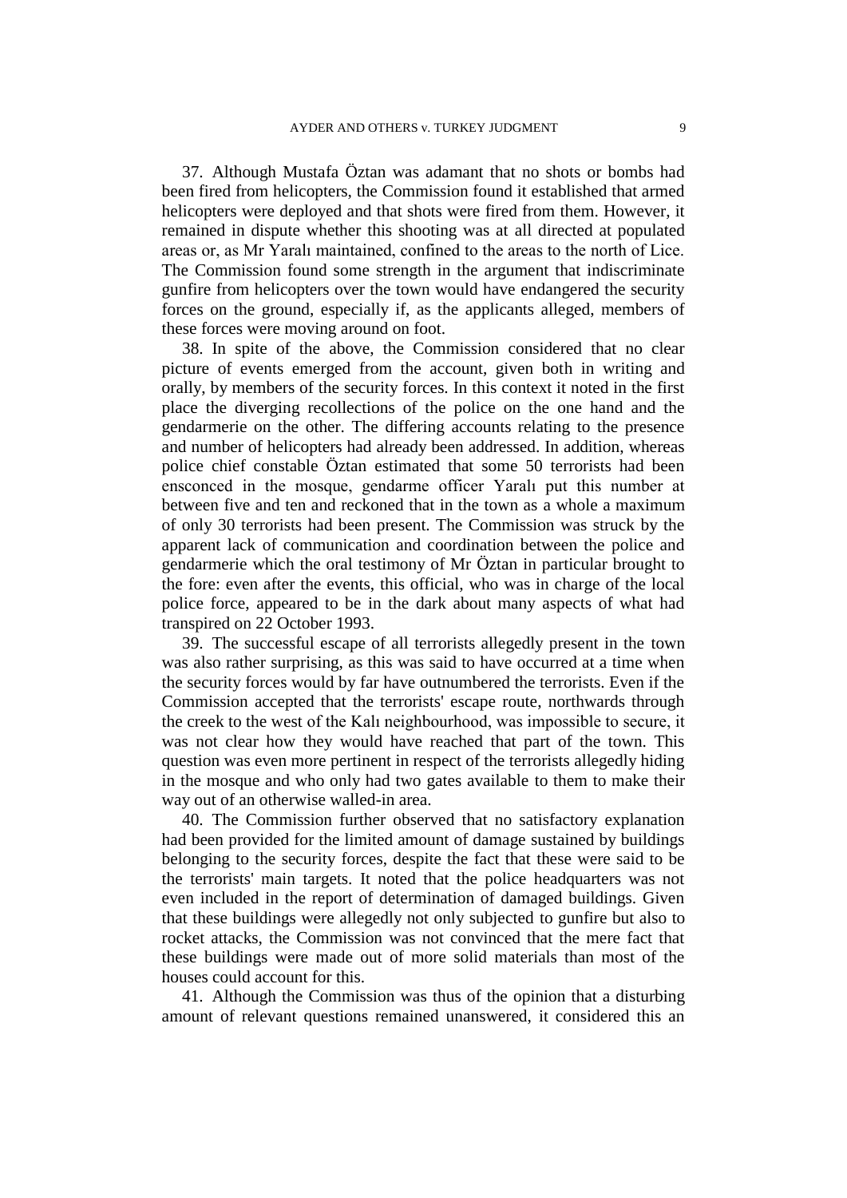37. Although Mustafa Öztan was adamant that no shots or bombs had been fired from helicopters, the Commission found it established that armed helicopters were deployed and that shots were fired from them. However, it remained in dispute whether this shooting was at all directed at populated areas or, as Mr Yaralı maintained, confined to the areas to the north of Lice. The Commission found some strength in the argument that indiscriminate gunfire from helicopters over the town would have endangered the security forces on the ground, especially if, as the applicants alleged, members of these forces were moving around on foot.

38. In spite of the above, the Commission considered that no clear picture of events emerged from the account, given both in writing and orally, by members of the security forces. In this context it noted in the first place the diverging recollections of the police on the one hand and the gendarmerie on the other. The differing accounts relating to the presence and number of helicopters had already been addressed. In addition, whereas police chief constable Öztan estimated that some 50 terrorists had been ensconced in the mosque, gendarme officer Yaralı put this number at between five and ten and reckoned that in the town as a whole a maximum of only 30 terrorists had been present. The Commission was struck by the apparent lack of communication and coordination between the police and gendarmerie which the oral testimony of Mr Öztan in particular brought to the fore: even after the events, this official, who was in charge of the local police force, appeared to be in the dark about many aspects of what had transpired on 22 October 1993.

39. The successful escape of all terrorists allegedly present in the town was also rather surprising, as this was said to have occurred at a time when the security forces would by far have outnumbered the terrorists. Even if the Commission accepted that the terrorists' escape route, northwards through the creek to the west of the Kalı neighbourhood, was impossible to secure, it was not clear how they would have reached that part of the town. This question was even more pertinent in respect of the terrorists allegedly hiding in the mosque and who only had two gates available to them to make their way out of an otherwise walled-in area.

40. The Commission further observed that no satisfactory explanation had been provided for the limited amount of damage sustained by buildings belonging to the security forces, despite the fact that these were said to be the terrorists' main targets. It noted that the police headquarters was not even included in the report of determination of damaged buildings. Given that these buildings were allegedly not only subjected to gunfire but also to rocket attacks, the Commission was not convinced that the mere fact that these buildings were made out of more solid materials than most of the houses could account for this.

41. Although the Commission was thus of the opinion that a disturbing amount of relevant questions remained unanswered, it considered this an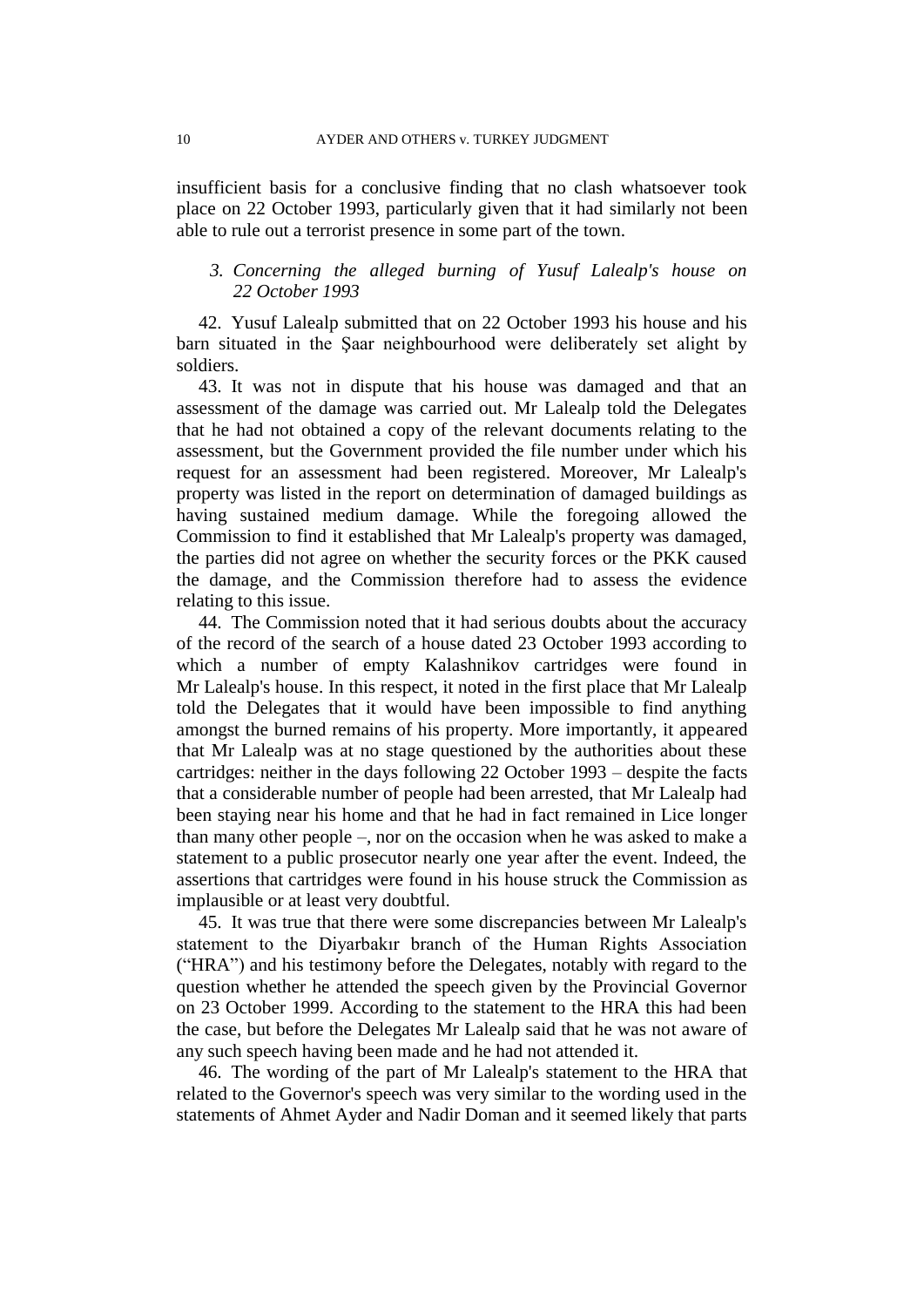insufficient basis for a conclusive finding that no clash whatsoever took place on 22 October 1993, particularly given that it had similarly not been able to rule out a terrorist presence in some part of the town.

### *3. Concerning the alleged burning of Yusuf Lalealp's house on 22 October 1993*

42. Yusuf Lalealp submitted that on 22 October 1993 his house and his barn situated in the Şaar neighbourhood were deliberately set alight by soldiers.

43. It was not in dispute that his house was damaged and that an assessment of the damage was carried out. Mr Lalealp told the Delegates that he had not obtained a copy of the relevant documents relating to the assessment, but the Government provided the file number under which his request for an assessment had been registered. Moreover, Mr Lalealp's property was listed in the report on determination of damaged buildings as having sustained medium damage. While the foregoing allowed the Commission to find it established that Mr Lalealp's property was damaged, the parties did not agree on whether the security forces or the PKK caused the damage, and the Commission therefore had to assess the evidence relating to this issue.

44. The Commission noted that it had serious doubts about the accuracy of the record of the search of a house dated 23 October 1993 according to which a number of empty Kalashnikov cartridges were found in Mr Lalealp's house. In this respect, it noted in the first place that Mr Lalealp told the Delegates that it would have been impossible to find anything amongst the burned remains of his property. More importantly, it appeared that Mr Lalealp was at no stage questioned by the authorities about these cartridges: neither in the days following 22 October 1993 – despite the facts that a considerable number of people had been arrested, that Mr Lalealp had been staying near his home and that he had in fact remained in Lice longer than many other people –, nor on the occasion when he was asked to make a statement to a public prosecutor nearly one year after the event. Indeed, the assertions that cartridges were found in his house struck the Commission as implausible or at least very doubtful.

45. It was true that there were some discrepancies between Mr Lalealp's statement to the Diyarbakır branch of the Human Rights Association ("HRA") and his testimony before the Delegates, notably with regard to the question whether he attended the speech given by the Provincial Governor on 23 October 1999. According to the statement to the HRA this had been the case, but before the Delegates Mr Lalealp said that he was not aware of any such speech having been made and he had not attended it.

46. The wording of the part of Mr Lalealp's statement to the HRA that related to the Governor's speech was very similar to the wording used in the statements of Ahmet Ayder and Nadir Doman and it seemed likely that parts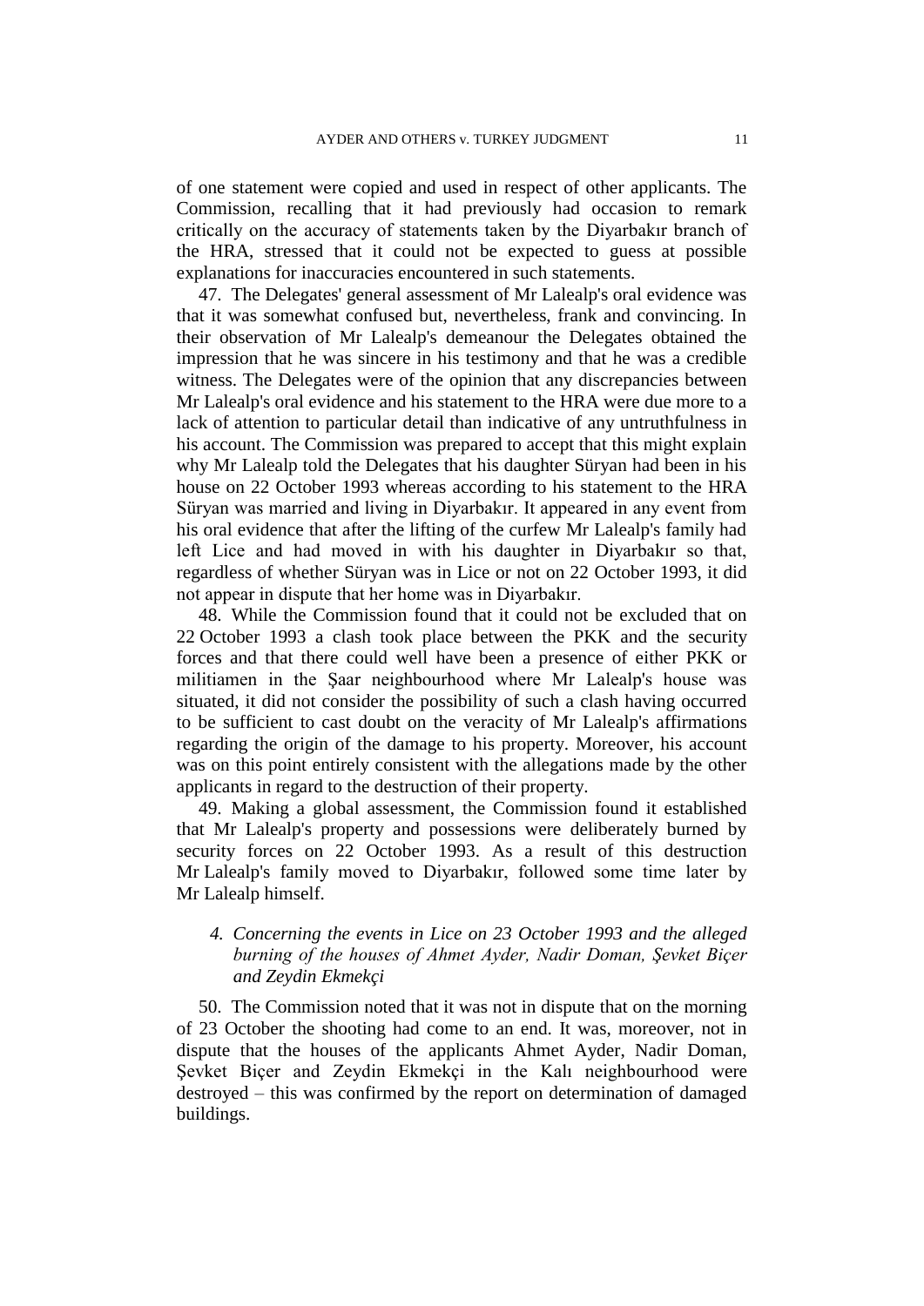of one statement were copied and used in respect of other applicants. The Commission, recalling that it had previously had occasion to remark critically on the accuracy of statements taken by the Diyarbakır branch of the HRA, stressed that it could not be expected to guess at possible explanations for inaccuracies encountered in such statements.

47. The Delegates' general assessment of Mr Lalealp's oral evidence was that it was somewhat confused but, nevertheless, frank and convincing. In their observation of Mr Lalealp's demeanour the Delegates obtained the impression that he was sincere in his testimony and that he was a credible witness. The Delegates were of the opinion that any discrepancies between Mr Lalealp's oral evidence and his statement to the HRA were due more to a lack of attention to particular detail than indicative of any untruthfulness in his account. The Commission was prepared to accept that this might explain why Mr Lalealp told the Delegates that his daughter Süryan had been in his house on 22 October 1993 whereas according to his statement to the HRA Süryan was married and living in Diyarbakır. It appeared in any event from his oral evidence that after the lifting of the curfew Mr Lalealp's family had left Lice and had moved in with his daughter in Diyarbakır so that, regardless of whether Süryan was in Lice or not on 22 October 1993, it did not appear in dispute that her home was in Diyarbakır.

48. While the Commission found that it could not be excluded that on 22 October 1993 a clash took place between the PKK and the security forces and that there could well have been a presence of either PKK or militiamen in the Şaar neighbourhood where Mr Lalealp's house was situated, it did not consider the possibility of such a clash having occurred to be sufficient to cast doubt on the veracity of Mr Lalealp's affirmations regarding the origin of the damage to his property. Moreover, his account was on this point entirely consistent with the allegations made by the other applicants in regard to the destruction of their property.

49. Making a global assessment, the Commission found it established that Mr Lalealp's property and possessions were deliberately burned by security forces on 22 October 1993. As a result of this destruction Mr Lalealp's family moved to Diyarbakır, followed some time later by Mr Lalealp himself.

#### *4. Concerning the events in Lice on 23 October 1993 and the alleged burning of the houses of Ahmet Ayder, Nadir Doman, Şevket Biçer and Zeydin Ekmekçi*

50. The Commission noted that it was not in dispute that on the morning of 23 October the shooting had come to an end. It was, moreover, not in dispute that the houses of the applicants Ahmet Ayder, Nadir Doman, Şevket Biçer and Zeydin Ekmekçi in the Kalı neighbourhood were destroyed – this was confirmed by the report on determination of damaged buildings.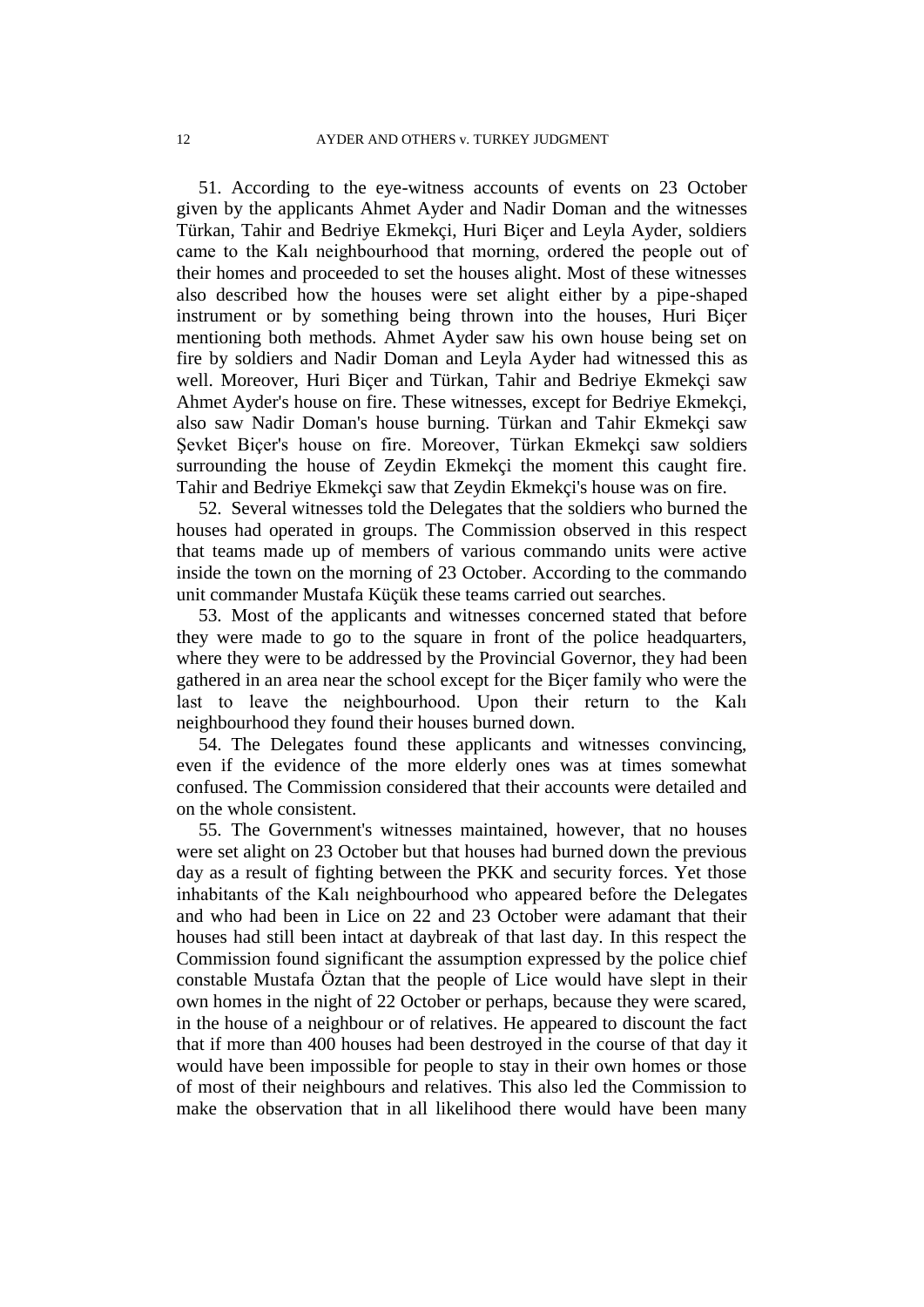51. According to the eye-witness accounts of events on 23 October given by the applicants Ahmet Ayder and Nadir Doman and the witnesses Türkan, Tahir and Bedriye Ekmekçi, Huri Biçer and Leyla Ayder, soldiers came to the Kalı neighbourhood that morning, ordered the people out of their homes and proceeded to set the houses alight. Most of these witnesses also described how the houses were set alight either by a pipe-shaped instrument or by something being thrown into the houses, Huri Biçer mentioning both methods. Ahmet Ayder saw his own house being set on fire by soldiers and Nadir Doman and Leyla Ayder had witnessed this as well. Moreover, Huri Biçer and Türkan, Tahir and Bedriye Ekmekçi saw Ahmet Ayder's house on fire. These witnesses, except for Bedriye Ekmekçi, also saw Nadir Doman's house burning. Türkan and Tahir Ekmekçi saw Şevket Biçer's house on fire. Moreover, Türkan Ekmekçi saw soldiers surrounding the house of Zeydin Ekmekçi the moment this caught fire. Tahir and Bedriye Ekmekçi saw that Zeydin Ekmekçi's house was on fire.

52. Several witnesses told the Delegates that the soldiers who burned the houses had operated in groups. The Commission observed in this respect that teams made up of members of various commando units were active inside the town on the morning of 23 October. According to the commando unit commander Mustafa Küçük these teams carried out searches.

53. Most of the applicants and witnesses concerned stated that before they were made to go to the square in front of the police headquarters, where they were to be addressed by the Provincial Governor, they had been gathered in an area near the school except for the Biçer family who were the last to leave the neighbourhood. Upon their return to the Kalı neighbourhood they found their houses burned down.

54. The Delegates found these applicants and witnesses convincing, even if the evidence of the more elderly ones was at times somewhat confused. The Commission considered that their accounts were detailed and on the whole consistent.

55. The Government's witnesses maintained, however, that no houses were set alight on 23 October but that houses had burned down the previous day as a result of fighting between the PKK and security forces. Yet those inhabitants of the Kalı neighbourhood who appeared before the Delegates and who had been in Lice on 22 and 23 October were adamant that their houses had still been intact at daybreak of that last day. In this respect the Commission found significant the assumption expressed by the police chief constable Mustafa Öztan that the people of Lice would have slept in their own homes in the night of 22 October or perhaps, because they were scared, in the house of a neighbour or of relatives. He appeared to discount the fact that if more than 400 houses had been destroyed in the course of that day it would have been impossible for people to stay in their own homes or those of most of their neighbours and relatives. This also led the Commission to make the observation that in all likelihood there would have been many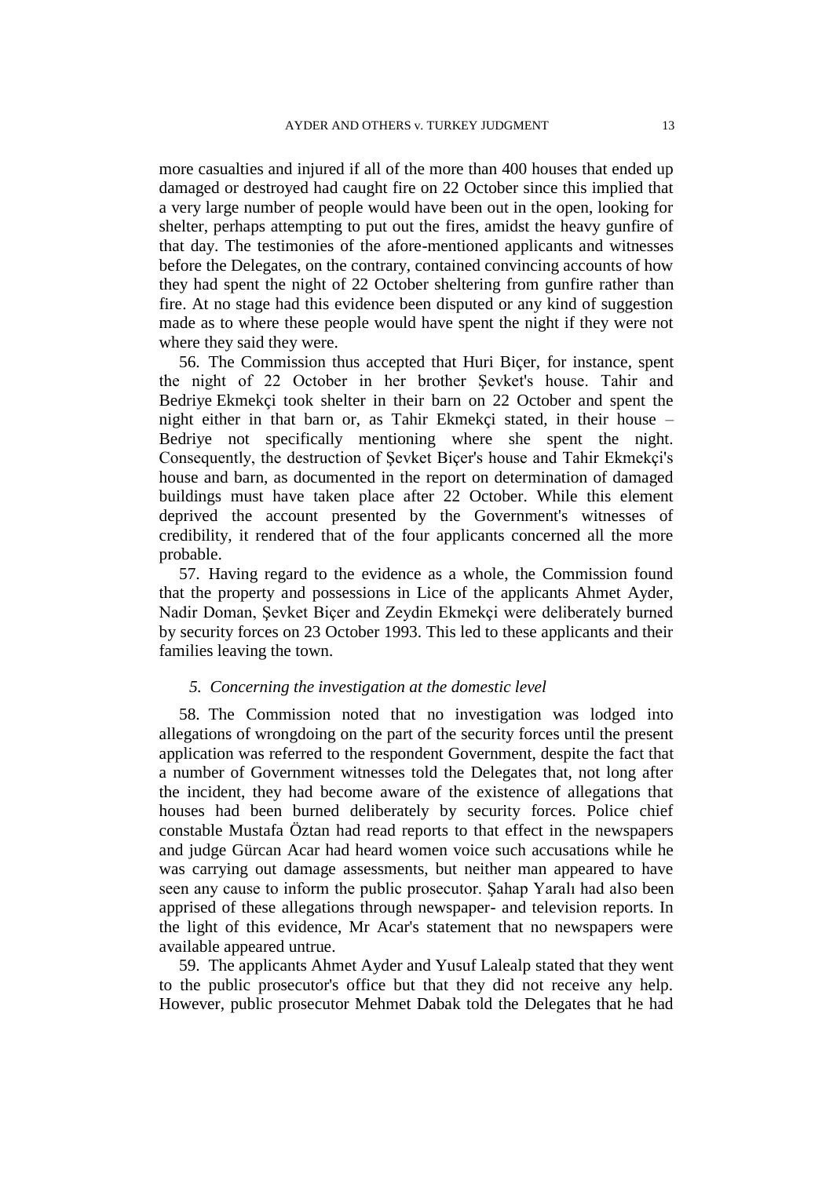more casualties and injured if all of the more than 400 houses that ended up damaged or destroyed had caught fire on 22 October since this implied that a very large number of people would have been out in the open, looking for shelter, perhaps attempting to put out the fires, amidst the heavy gunfire of that day. The testimonies of the afore-mentioned applicants and witnesses before the Delegates, on the contrary, contained convincing accounts of how they had spent the night of 22 October sheltering from gunfire rather than fire. At no stage had this evidence been disputed or any kind of suggestion made as to where these people would have spent the night if they were not where they said they were.

56. The Commission thus accepted that Huri Biçer, for instance, spent the night of 22 October in her brother Şevket's house. Tahir and Bedriye Ekmekçi took shelter in their barn on 22 October and spent the night either in that barn or, as Tahir Ekmekçi stated, in their house – Bedriye not specifically mentioning where she spent the night. Consequently, the destruction of Şevket Biçer's house and Tahir Ekmekçi's house and barn, as documented in the report on determination of damaged buildings must have taken place after 22 October. While this element deprived the account presented by the Government's witnesses of credibility, it rendered that of the four applicants concerned all the more probable.

57. Having regard to the evidence as a whole, the Commission found that the property and possessions in Lice of the applicants Ahmet Ayder, Nadir Doman, Şevket Biçer and Zeydin Ekmekçi were deliberately burned by security forces on 23 October 1993. This led to these applicants and their families leaving the town.

### *5. Concerning the investigation at the domestic level*

58. The Commission noted that no investigation was lodged into allegations of wrongdoing on the part of the security forces until the present application was referred to the respondent Government, despite the fact that a number of Government witnesses told the Delegates that, not long after the incident, they had become aware of the existence of allegations that houses had been burned deliberately by security forces. Police chief constable Mustafa Öztan had read reports to that effect in the newspapers and judge Gürcan Acar had heard women voice such accusations while he was carrying out damage assessments, but neither man appeared to have seen any cause to inform the public prosecutor. Şahap Yaralı had also been apprised of these allegations through newspaper- and television reports. In the light of this evidence, Mr Acar's statement that no newspapers were available appeared untrue.

59. The applicants Ahmet Ayder and Yusuf Lalealp stated that they went to the public prosecutor's office but that they did not receive any help. However, public prosecutor Mehmet Dabak told the Delegates that he had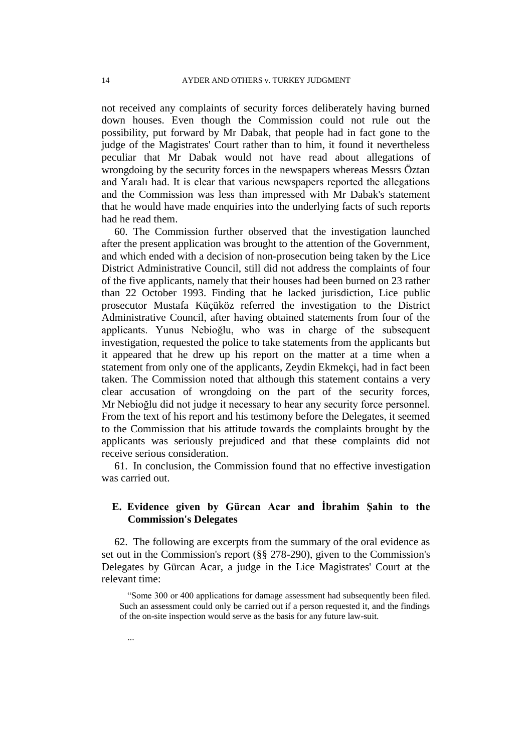not received any complaints of security forces deliberately having burned down houses. Even though the Commission could not rule out the possibility, put forward by Mr Dabak, that people had in fact gone to the judge of the Magistrates' Court rather than to him, it found it nevertheless peculiar that Mr Dabak would not have read about allegations of wrongdoing by the security forces in the newspapers whereas Messrs Öztan and Yaralı had. It is clear that various newspapers reported the allegations and the Commission was less than impressed with Mr Dabak's statement that he would have made enquiries into the underlying facts of such reports had he read them.

60. The Commission further observed that the investigation launched after the present application was brought to the attention of the Government, and which ended with a decision of non-prosecution being taken by the Lice District Administrative Council, still did not address the complaints of four of the five applicants, namely that their houses had been burned on 23 rather than 22 October 1993. Finding that he lacked jurisdiction, Lice public prosecutor Mustafa Küçüköz referred the investigation to the District Administrative Council, after having obtained statements from four of the applicants. Yunus Nebioğlu, who was in charge of the subsequent investigation, requested the police to take statements from the applicants but it appeared that he drew up his report on the matter at a time when a statement from only one of the applicants, Zeydin Ekmekçi, had in fact been taken. The Commission noted that although this statement contains a very clear accusation of wrongdoing on the part of the security forces, Mr Nebioğlu did not judge it necessary to hear any security force personnel. From the text of his report and his testimony before the Delegates, it seemed to the Commission that his attitude towards the complaints brought by the applicants was seriously prejudiced and that these complaints did not receive serious consideration.

61. In conclusion, the Commission found that no effective investigation was carried out.

### E. Evidence given by Gürcan Acar and İbrahim Şahin to the Commission's Delegates

62. The following are excerpts from the summary of the oral evidence as set out in the Commission's report (§§ 278-290), given to the Commission's Delegates by Gürcan Acar, a judge in the Lice Magistrates' Court at the relevant time:

> "Some 300 or 400 applications for damage assessment had subsequently been filed. Such an assessment could only be carried out if a person requested it, and the findings of the on-site inspection would serve as the basis for any future law-suit.
>
> ...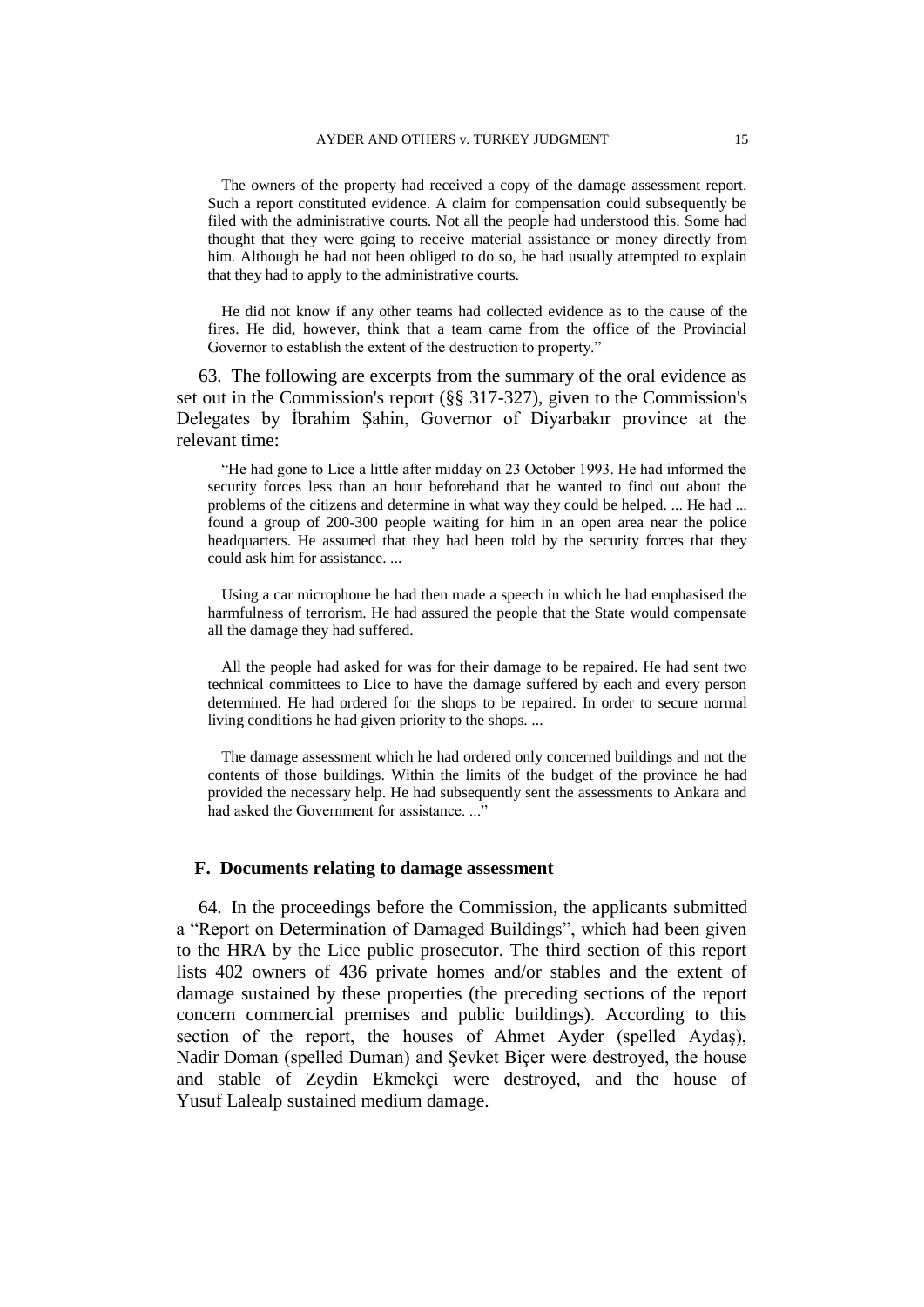The owners of the property had received a copy of the damage assessment report. Such a report constituted evidence. A claim for compensation could subsequently be filed with the administrative courts. Not all the people had understood this. Some had thought that they were going to receive material assistance or money directly from him. Although he had not been obliged to do so, he had usually attempted to explain that they had to apply to the administrative courts.

He did not know if any other teams had collected evidence as to the cause of the fires. He did, however, think that a team came from the office of the Provincial Governor to establish the extent of the destruction to property."

63. The following are excerpts from the summary of the oral evidence as set out in the Commission's report (§§ 317-327), given to the Commission's Delegates by İbrahim Şahin, Governor of Diyarbakır province at the relevant time:

"He had gone to Lice a little after midday on 23 October 1993. He had informed the security forces less than an hour beforehand that he wanted to find out about the problems of the citizens and determine in what way they could be helped. ... He had ... found a group of 200-300 people waiting for him in an open area near the police headquarters. He assumed that they had been told by the security forces that they could ask him for assistance. ...

Using a car microphone he had then made a speech in which he had emphasised the harmfulness of terrorism. He had assured the people that the State would compensate all the damage they had suffered.

All the people had asked for was for their damage to be repaired. He had sent two technical committees to Lice to have the damage suffered by each and every person determined. He had ordered for the shops to be repaired. In order to secure normal living conditions he had given priority to the shops. ...

The damage assessment which he had ordered only concerned buildings and not the contents of those buildings. Within the limits of the budget of the province he had provided the necessary help. He had subsequently sent the assessments to Ankara and had asked the Government for assistance. ..."

### F. Documents relating to damage assessment

64. In the proceedings before the Commission, the applicants submitted a "Report on Determination of Damaged Buildings", which had been given to the HRA by the Lice public prosecutor. The third section of this report lists 402 owners of 436 private homes and/or stables and the extent of damage sustained by these properties (the preceding sections of the report concern commercial premises and public buildings). According to this section of the report, the houses of Ahmet Ayder (spelled Aydaş), Nadir Doman (spelled Duman) and Şevket Biçer were destroyed, the house and stable of Zeydin Ekmekçi were destroyed, and the house of Yusuf Lalealp sustained medium damage.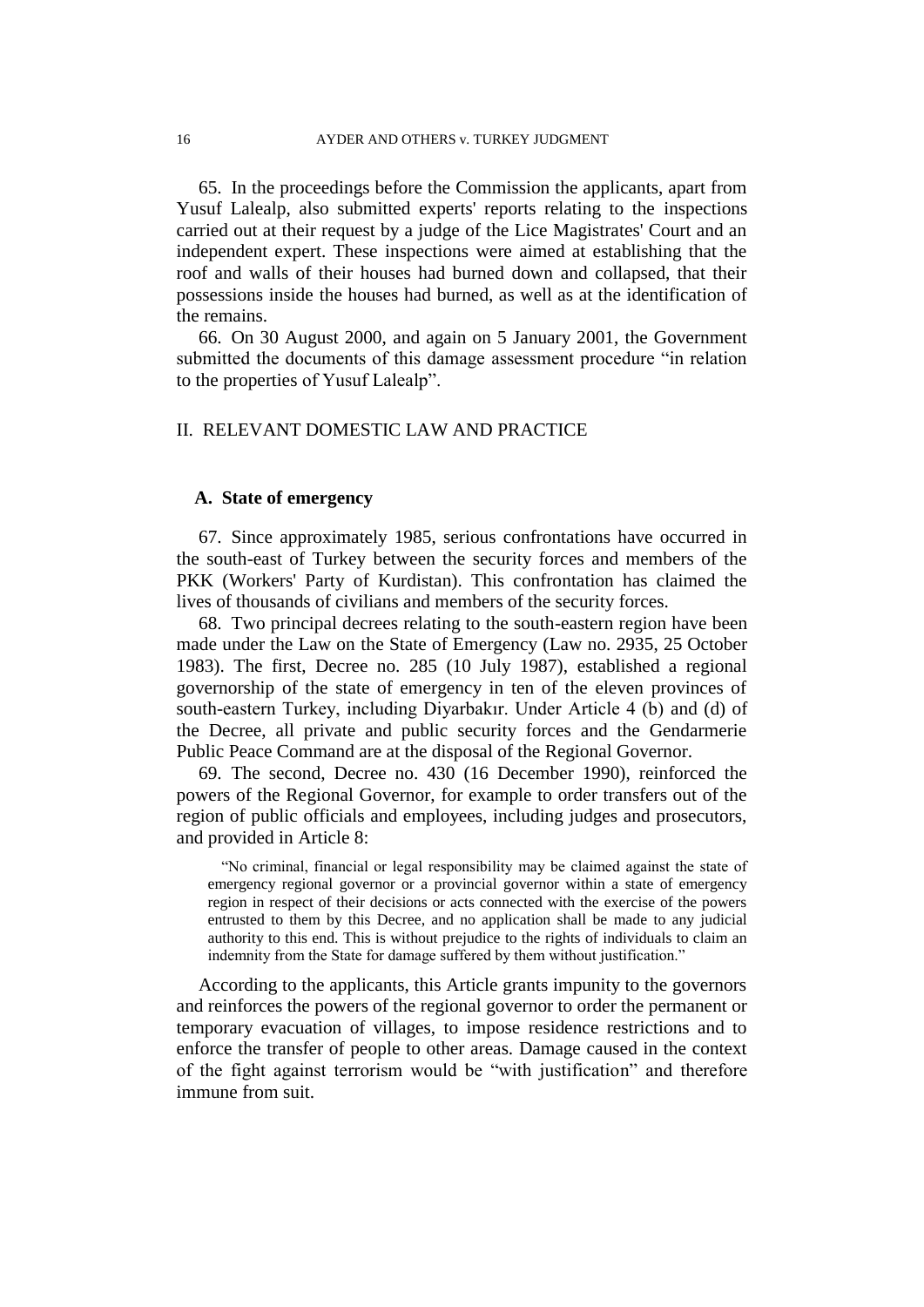65. In the proceedings before the Commission the applicants, apart from Yusuf Lalealp, also submitted experts' reports relating to the inspections carried out at their request by a judge of the Lice Magistrates' Court and an independent expert. These inspections were aimed at establishing that the roof and walls of their houses had burned down and collapsed, that their possessions inside the houses had burned, as well as at the identification of the remains.

66. On 30 August 2000, and again on 5 January 2001, the Government submitted the documents of this damage assessment procedure "in relation to the properties of Yusuf Lalealp".

## II. RELEVANT DOMESTIC LAW AND PRACTICE

### A. State of emergency

67. Since approximately 1985, serious confrontations have occurred in the south-east of Turkey between the security forces and members of the PKK (Workers' Party of Kurdistan). This confrontation has claimed the lives of thousands of civilians and members of the security forces.

68. Two principal decrees relating to the south-eastern region have been made under the Law on the State of Emergency (Law no. 2935, 25 October 1983). The first, Decree no. 285 (10 July 1987), established a regional governorship of the state of emergency in ten of the eleven provinces of south-eastern Turkey, including Diyarbakır. Under Article 4 (b) and (d) of the Decree, all private and public security forces and the Gendarmerie Public Peace Command are at the disposal of the Regional Governor.

69. The second, Decree no. 430 (16 December 1990), reinforced the powers of the Regional Governor, for example to order transfers out of the region of public officials and employees, including judges and prosecutors, and provided in Article 8:

> "No criminal, financial or legal responsibility may be claimed against the state of emergency regional governor or a provincial governor within a state of emergency region in respect of their decisions or acts connected with the exercise of the powers entrusted to them by this Decree, and no application shall be made to any judicial authority to this end. This is without prejudice to the rights of individuals to claim an indemnity from the State for damage suffered by them without justification."

According to the applicants, this Article grants impunity to the governors and reinforces the powers of the regional governor to order the permanent or temporary evacuation of villages, to impose residence restrictions and to enforce the transfer of people to other areas. Damage caused in the context of the fight against terrorism would be "with justification" and therefore immune from suit.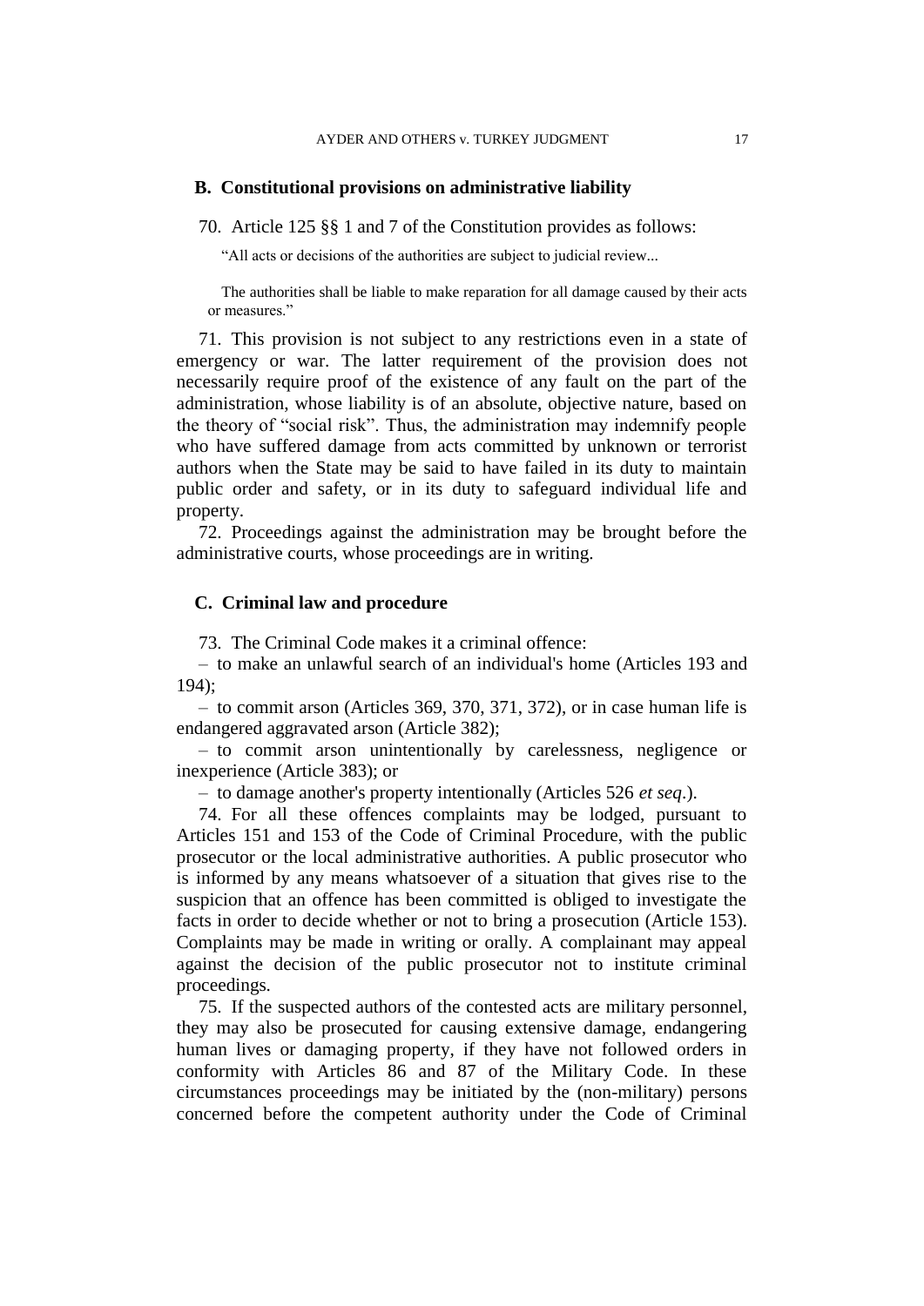### B. Constitutional provisions on administrative liability

70. Article 125 §§ 1 and 7 of the Constitution provides as follows:

> "All acts or decisions of the authorities are subject to judicial review...
>
> The authorities shall be liable to make reparation for all damage caused by their acts or measures."

71. This provision is not subject to any restrictions even in a state of emergency or war. The latter requirement of the provision does not necessarily require proof of the existence of any fault on the part of the administration, whose liability is of an absolute, objective nature, based on the theory of "social risk". Thus, the administration may indemnify people who have suffered damage from acts committed by unknown or terrorist authors when the State may be said to have failed in its duty to maintain public order and safety, or in its duty to safeguard individual life and property.

72. Proceedings against the administration may be brought before the administrative courts, whose proceedings are in writing.

### C. Criminal law and procedure

73. The Criminal Code makes it a criminal offence:

– to make an unlawful search of an individual's home (Articles 193 and 194);

– to commit arson (Articles 369, 370, 371, 372), or in case human life is endangered aggravated arson (Article 382);

– to commit arson unintentionally by carelessness, negligence or inexperience (Article 383); or

– to damage another's property intentionally (Articles 526 *et seq*.).

74. For all these offences complaints may be lodged, pursuant to Articles 151 and 153 of the Code of Criminal Procedure, with the public prosecutor or the local administrative authorities. A public prosecutor who is informed by any means whatsoever of a situation that gives rise to the suspicion that an offence has been committed is obliged to investigate the facts in order to decide whether or not to bring a prosecution (Article 153). Complaints may be made in writing or orally. A complainant may appeal against the decision of the public prosecutor not to institute criminal proceedings.

75. If the suspected authors of the contested acts are military personnel, they may also be prosecuted for causing extensive damage, endangering human lives or damaging property, if they have not followed orders in conformity with Articles 86 and 87 of the Military Code. In these circumstances proceedings may be initiated by the (non-military) persons concerned before the competent authority under the Code of Criminal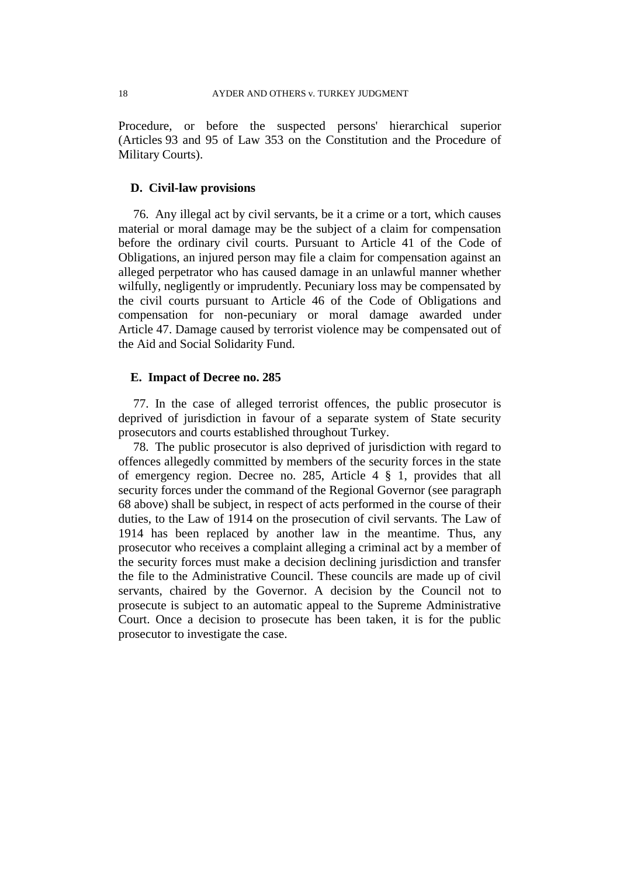Procedure, or before the suspected persons' hierarchical superior (Articles 93 and 95 of Law 353 on the Constitution and the Procedure of Military Courts).

### D. Civil-law provisions

76. Any illegal act by civil servants, be it a crime or a tort, which causes material or moral damage may be the subject of a claim for compensation before the ordinary civil courts. Pursuant to Article 41 of the Code of Obligations, an injured person may file a claim for compensation against an alleged perpetrator who has caused damage in an unlawful manner whether wilfully, negligently or imprudently. Pecuniary loss may be compensated by the civil courts pursuant to Article 46 of the Code of Obligations and compensation for non-pecuniary or moral damage awarded under Article 47. Damage caused by terrorist violence may be compensated out of the Aid and Social Solidarity Fund.

### E. Impact of Decree no. 285

77. In the case of alleged terrorist offences, the public prosecutor is deprived of jurisdiction in favour of a separate system of State security prosecutors and courts established throughout Turkey.

78. The public prosecutor is also deprived of jurisdiction with regard to offences allegedly committed by members of the security forces in the state of emergency region. Decree no. 285, Article 4 § 1, provides that all security forces under the command of the Regional Governor (see paragraph 68 above) shall be subject, in respect of acts performed in the course of their duties, to the Law of 1914 on the prosecution of civil servants. The Law of 1914 has been replaced by another law in the meantime. Thus, any prosecutor who receives a complaint alleging a criminal act by a member of the security forces must make a decision declining jurisdiction and transfer the file to the Administrative Council. These councils are made up of civil servants, chaired by the Governor. A decision by the Council not to prosecute is subject to an automatic appeal to the Supreme Administrative Court. Once a decision to prosecute has been taken, it is for the public prosecutor to investigate the case.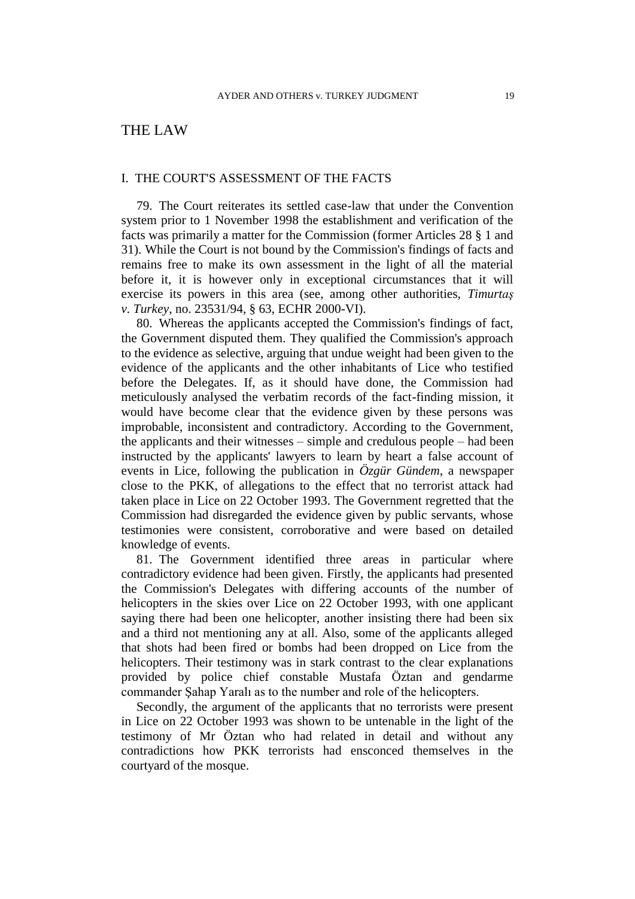# THE LAW

## I. THE COURT'S ASSESSMENT OF THE FACTS

79. The Court reiterates its settled case-law that under the Convention system prior to 1 November 1998 the establishment and verification of the facts was primarily a matter for the Commission (former Articles 28 § 1 and 31). While the Court is not bound by the Commission's findings of facts and remains free to make its own assessment in the light of all the material before it, it is however only in exceptional circumstances that it will exercise its powers in this area (see, among other authorities, *Timurtaş v. Turkey*, no. 23531/94, § 63, ECHR 2000-VI).

80. Whereas the applicants accepted the Commission's findings of fact, the Government disputed them. They qualified the Commission's approach to the evidence as selective, arguing that undue weight had been given to the evidence of the applicants and the other inhabitants of Lice who testified before the Delegates. If, as it should have done, the Commission had meticulously analysed the verbatim records of the fact-finding mission, it would have become clear that the evidence given by these persons was improbable, inconsistent and contradictory. According to the Government, the applicants and their witnesses – simple and credulous people – had been instructed by the applicants' lawyers to learn by heart a false account of events in Lice, following the publication in *Özgür Gündem*, a newspaper close to the PKK, of allegations to the effect that no terrorist attack had taken place in Lice on 22 October 1993. The Government regretted that the Commission had disregarded the evidence given by public servants, whose testimonies were consistent, corroborative and were based on detailed knowledge of events.

81. The Government identified three areas in particular where contradictory evidence had been given. Firstly, the applicants had presented the Commission's Delegates with differing accounts of the number of helicopters in the skies over Lice on 22 October 1993, with one applicant saying there had been one helicopter, another insisting there had been six and a third not mentioning any at all. Also, some of the applicants alleged that shots had been fired or bombs had been dropped on Lice from the helicopters. Their testimony was in stark contrast to the clear explanations provided by police chief constable Mustafa Öztan and gendarme commander Şahap Yaralı as to the number and role of the helicopters.

Secondly, the argument of the applicants that no terrorists were present in Lice on 22 October 1993 was shown to be untenable in the light of the testimony of Mr Öztan who had related in detail and without any contradictions how PKK terrorists had ensconced themselves in the courtyard of the mosque.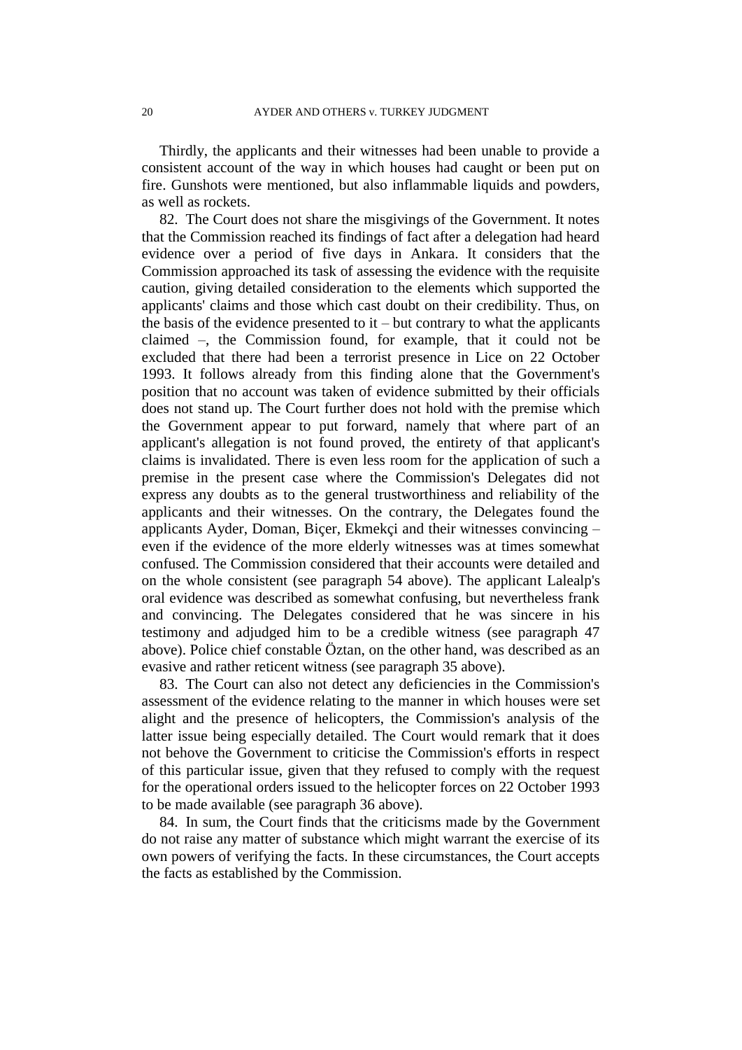Thirdly, the applicants and their witnesses had been unable to provide a consistent account of the way in which houses had caught or been put on fire. Gunshots were mentioned, but also inflammable liquids and powders, as well as rockets.

82. The Court does not share the misgivings of the Government. It notes that the Commission reached its findings of fact after a delegation had heard evidence over a period of five days in Ankara. It considers that the Commission approached its task of assessing the evidence with the requisite caution, giving detailed consideration to the elements which supported the applicants' claims and those which cast doubt on their credibility. Thus, on the basis of the evidence presented to it – but contrary to what the applicants claimed –, the Commission found, for example, that it could not be excluded that there had been a terrorist presence in Lice on 22 October 1993. It follows already from this finding alone that the Government's position that no account was taken of evidence submitted by their officials does not stand up. The Court further does not hold with the premise which the Government appear to put forward, namely that where part of an applicant's allegation is not found proved, the entirety of that applicant's claims is invalidated. There is even less room for the application of such a premise in the present case where the Commission's Delegates did not express any doubts as to the general trustworthiness and reliability of the applicants and their witnesses. On the contrary, the Delegates found the applicants Ayder, Doman, Biçer, Ekmekçi and their witnesses convincing – even if the evidence of the more elderly witnesses was at times somewhat confused. The Commission considered that their accounts were detailed and on the whole consistent (see paragraph 54 above). The applicant Lalealp's oral evidence was described as somewhat confusing, but nevertheless frank and convincing. The Delegates considered that he was sincere in his testimony and adjudged him to be a credible witness (see paragraph 47 above). Police chief constable Öztan, on the other hand, was described as an evasive and rather reticent witness (see paragraph 35 above).

83. The Court can also not detect any deficiencies in the Commission's assessment of the evidence relating to the manner in which houses were set alight and the presence of helicopters, the Commission's analysis of the latter issue being especially detailed. The Court would remark that it does not behove the Government to criticise the Commission's efforts in respect of this particular issue, given that they refused to comply with the request for the operational orders issued to the helicopter forces on 22 October 1993 to be made available (see paragraph 36 above).

84. In sum, the Court finds that the criticisms made by the Government do not raise any matter of substance which might warrant the exercise of its own powers of verifying the facts. In these circumstances, the Court accepts the facts as established by the Commission.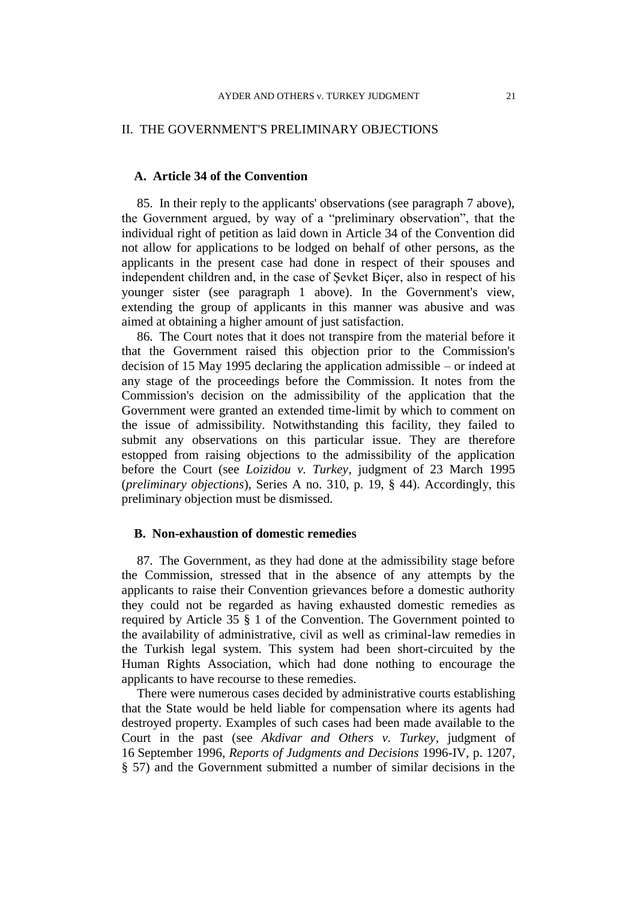## II. THE GOVERNMENT'S PRELIMINARY OBJECTIONS

### A. Article 34 of the Convention

85. In their reply to the applicants' observations (see paragraph 7 above), the Government argued, by way of a "preliminary observation", that the individual right of petition as laid down in Article 34 of the Convention did not allow for applications to be lodged on behalf of other persons, as the applicants in the present case had done in respect of their spouses and independent children and, in the case of Şevket Biçer, also in respect of his younger sister (see paragraph 1 above). In the Government's view, extending the group of applicants in this manner was abusive and was aimed at obtaining a higher amount of just satisfaction.

86. The Court notes that it does not transpire from the material before it that the Government raised this objection prior to the Commission's decision of 15 May 1995 declaring the application admissible – or indeed at any stage of the proceedings before the Commission. It notes from the Commission's decision on the admissibility of the application that the Government were granted an extended time-limit by which to comment on the issue of admissibility. Notwithstanding this facility, they failed to submit any observations on this particular issue. They are therefore estopped from raising objections to the admissibility of the application before the Court (see *Loizidou v. Turkey*, judgment of 23 March 1995 (*preliminary objections*), Series A no. 310, p. 19, § 44). Accordingly, this preliminary objection must be dismissed.

### B. Non-exhaustion of domestic remedies

87. The Government, as they had done at the admissibility stage before the Commission, stressed that in the absence of any attempts by the applicants to raise their Convention grievances before a domestic authority they could not be regarded as having exhausted domestic remedies as required by Article 35 § 1 of the Convention. The Government pointed to the availability of administrative, civil as well as criminal-law remedies in the Turkish legal system. This system had been short-circuited by the Human Rights Association, which had done nothing to encourage the applicants to have recourse to these remedies.

There were numerous cases decided by administrative courts establishing that the State would be held liable for compensation where its agents had destroyed property. Examples of such cases had been made available to the Court in the past (see *Akdivar and Others v. Turkey*, judgment of 16 September 1996, *Reports of Judgments and Decisions* 1996-IV, p. 1207, § 57) and the Government submitted a number of similar decisions in the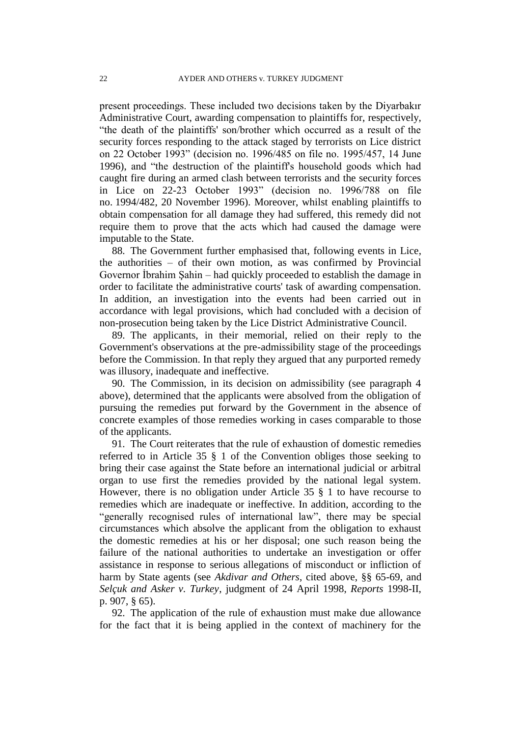present proceedings. These included two decisions taken by the Diyarbakır Administrative Court, awarding compensation to plaintiffs for, respectively, "the death of the plaintiffs' son/brother which occurred as a result of the security forces responding to the attack staged by terrorists on Lice district on 22 October 1993" (decision no. 1996/485 on file no. 1995/457, 14 June 1996), and "the destruction of the plaintiff's household goods which had caught fire during an armed clash between terrorists and the security forces in Lice on 22-23 October 1993" (decision no. 1996/788 on file no. 1994/482, 20 November 1996). Moreover, whilst enabling plaintiffs to obtain compensation for all damage they had suffered, this remedy did not require them to prove that the acts which had caused the damage were imputable to the State.

88. The Government further emphasised that, following events in Lice, the authorities – of their own motion, as was confirmed by Provincial Governor İbrahim Şahin – had quickly proceeded to establish the damage in order to facilitate the administrative courts' task of awarding compensation. In addition, an investigation into the events had been carried out in accordance with legal provisions, which had concluded with a decision of non-prosecution being taken by the Lice District Administrative Council.

89. The applicants, in their memorial, relied on their reply to the Government's observations at the pre-admissibility stage of the proceedings before the Commission. In that reply they argued that any purported remedy was illusory, inadequate and ineffective.

90. The Commission, in its decision on admissibility (see paragraph 4 above), determined that the applicants were absolved from the obligation of pursuing the remedies put forward by the Government in the absence of concrete examples of those remedies working in cases comparable to those of the applicants.

91. The Court reiterates that the rule of exhaustion of domestic remedies referred to in Article 35 § 1 of the Convention obliges those seeking to bring their case against the State before an international judicial or arbitral organ to use first the remedies provided by the national legal system. However, there is no obligation under Article 35 § 1 to have recourse to remedies which are inadequate or ineffective. In addition, according to the "generally recognised rules of international law", there may be special circumstances which absolve the applicant from the obligation to exhaust the domestic remedies at his or her disposal; one such reason being the failure of the national authorities to undertake an investigation or offer assistance in response to serious allegations of misconduct or infliction of harm by State agents (see *Akdivar and Others*, cited above, §§ 65-69, and *Selçuk and Asker v. Turkey*, judgment of 24 April 1998, *Reports* 1998-II, p. 907, § 65).

92. The application of the rule of exhaustion must make due allowance for the fact that it is being applied in the context of machinery for the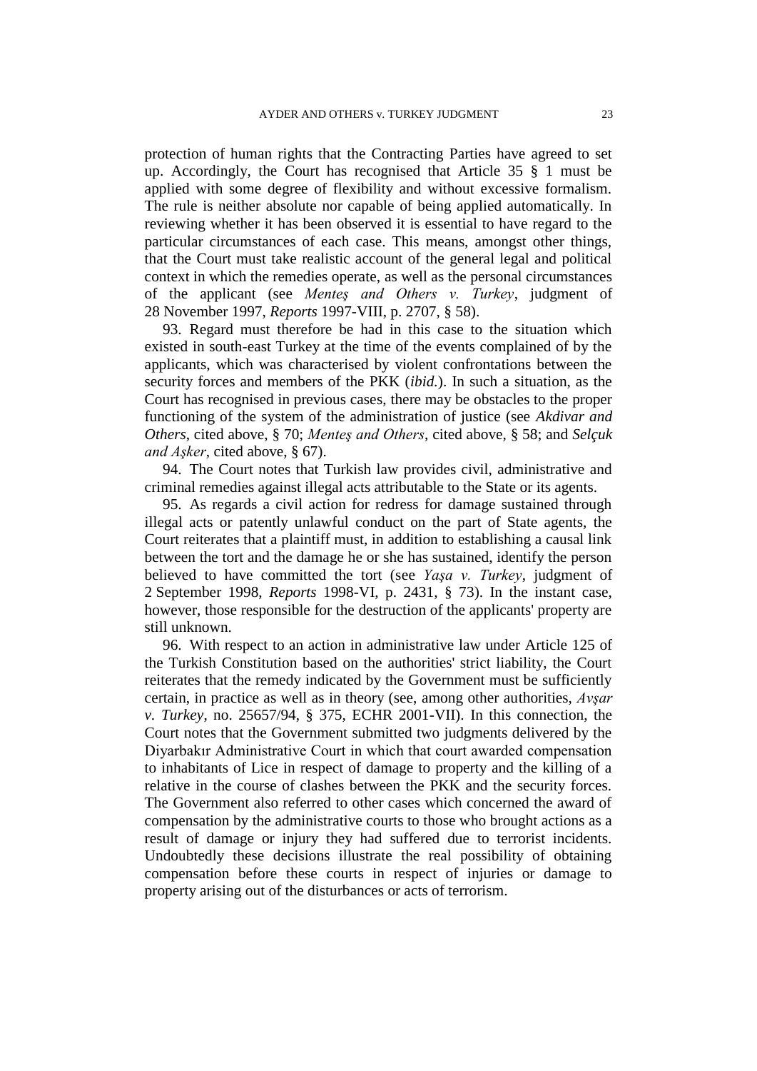protection of human rights that the Contracting Parties have agreed to set up. Accordingly, the Court has recognised that Article 35 § 1 must be applied with some degree of flexibility and without excessive formalism. The rule is neither absolute nor capable of being applied automatically. In reviewing whether it has been observed it is essential to have regard to the particular circumstances of each case. This means, amongst other things, that the Court must take realistic account of the general legal and political context in which the remedies operate, as well as the personal circumstances of the applicant (see *Menteş and Others v. Turkey*, judgment of 28 November 1997, *Reports* 1997-VIII, p. 2707, § 58).

93. Regard must therefore be had in this case to the situation which existed in south-east Turkey at the time of the events complained of by the applicants, which was characterised by violent confrontations between the security forces and members of the PKK (*ibid.*). In such a situation, as the Court has recognised in previous cases, there may be obstacles to the proper functioning of the system of the administration of justice (see *Akdivar and Others*, cited above, § 70; *Menteş and Others*, cited above, § 58; and *Selçuk and Aşker*, cited above, § 67).

94. The Court notes that Turkish law provides civil, administrative and criminal remedies against illegal acts attributable to the State or its agents.

95. As regards a civil action for redress for damage sustained through illegal acts or patently unlawful conduct on the part of State agents, the Court reiterates that a plaintiff must, in addition to establishing a causal link between the tort and the damage he or she has sustained, identify the person believed to have committed the tort (see *Yaşa v. Turkey*, judgment of 2 September 1998, *Reports* 1998-VI, p. 2431, § 73). In the instant case, however, those responsible for the destruction of the applicants' property are still unknown.

96. With respect to an action in administrative law under Article 125 of the Turkish Constitution based on the authorities' strict liability, the Court reiterates that the remedy indicated by the Government must be sufficiently certain, in practice as well as in theory (see, among other authorities, *Avşar v. Turkey*, no. 25657/94, § 375, ECHR 2001-VII). In this connection, the Court notes that the Government submitted two judgments delivered by the Diyarbakır Administrative Court in which that court awarded compensation to inhabitants of Lice in respect of damage to property and the killing of a relative in the course of clashes between the PKK and the security forces. The Government also referred to other cases which concerned the award of compensation by the administrative courts to those who brought actions as a result of damage or injury they had suffered due to terrorist incidents. Undoubtedly these decisions illustrate the real possibility of obtaining compensation before these courts in respect of injuries or damage to property arising out of the disturbances or acts of terrorism.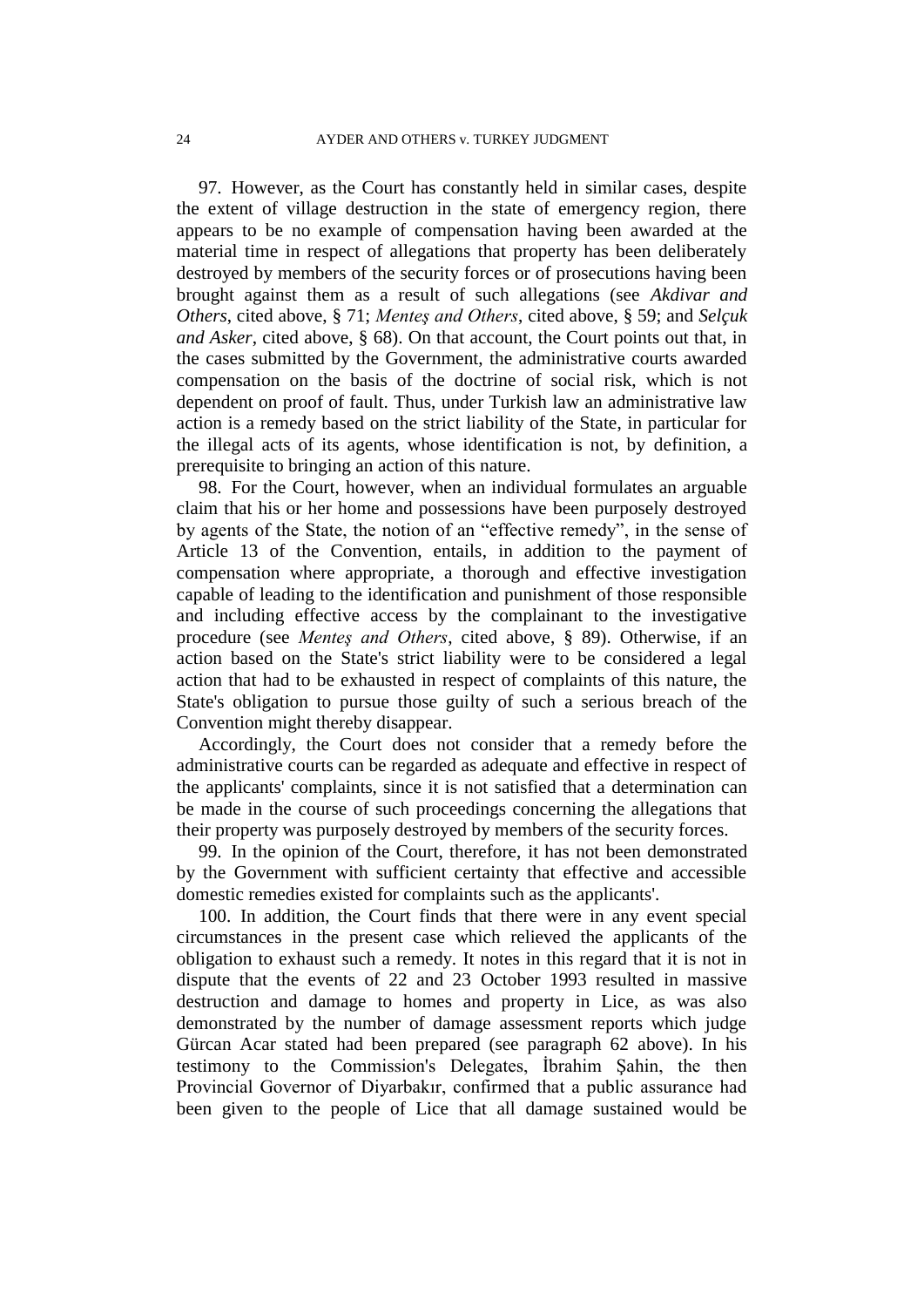97. However, as the Court has constantly held in similar cases, despite the extent of village destruction in the state of emergency region, there appears to be no example of compensation having been awarded at the material time in respect of allegations that property has been deliberately destroyed by members of the security forces or of prosecutions having been brought against them as a result of such allegations (see *Akdivar and Others*, cited above, § 71; *Menteş and Others*, cited above, § 59; and *Selçuk and Asker*, cited above, § 68). On that account, the Court points out that, in the cases submitted by the Government, the administrative courts awarded compensation on the basis of the doctrine of social risk, which is not dependent on proof of fault. Thus, under Turkish law an administrative law action is a remedy based on the strict liability of the State, in particular for the illegal acts of its agents, whose identification is not, by definition, a prerequisite to bringing an action of this nature.

98. For the Court, however, when an individual formulates an arguable claim that his or her home and possessions have been purposely destroyed by agents of the State, the notion of an "effective remedy", in the sense of Article 13 of the Convention, entails, in addition to the payment of compensation where appropriate, a thorough and effective investigation capable of leading to the identification and punishment of those responsible and including effective access by the complainant to the investigative procedure (see *Menteş and Others*, cited above, § 89). Otherwise, if an action based on the State's strict liability were to be considered a legal action that had to be exhausted in respect of complaints of this nature, the State's obligation to pursue those guilty of such a serious breach of the Convention might thereby disappear.

Accordingly, the Court does not consider that a remedy before the administrative courts can be regarded as adequate and effective in respect of the applicants' complaints, since it is not satisfied that a determination can be made in the course of such proceedings concerning the allegations that their property was purposely destroyed by members of the security forces.

99. In the opinion of the Court, therefore, it has not been demonstrated by the Government with sufficient certainty that effective and accessible domestic remedies existed for complaints such as the applicants'.

100. In addition, the Court finds that there were in any event special circumstances in the present case which relieved the applicants of the obligation to exhaust such a remedy. It notes in this regard that it is not in dispute that the events of 22 and 23 October 1993 resulted in massive destruction and damage to homes and property in Lice, as was also demonstrated by the number of damage assessment reports which judge Gürcan Acar stated had been prepared (see paragraph 62 above). In his testimony to the Commission's Delegates, İbrahim Şahin, the then Provincial Governor of Diyarbakır, confirmed that a public assurance had been given to the people of Lice that all damage sustained would be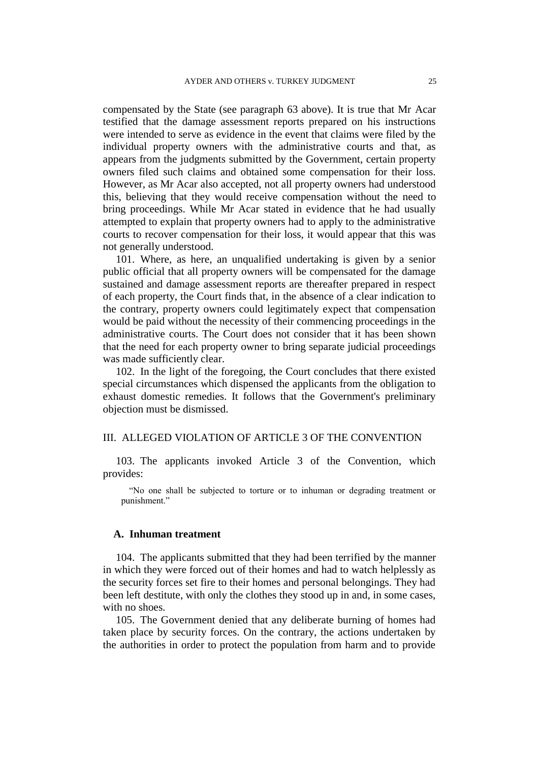compensated by the State (see paragraph 63 above). It is true that Mr Acar testified that the damage assessment reports prepared on his instructions were intended to serve as evidence in the event that claims were filed by the individual property owners with the administrative courts and that, as appears from the judgments submitted by the Government, certain property owners filed such claims and obtained some compensation for their loss. However, as Mr Acar also accepted, not all property owners had understood this, believing that they would receive compensation without the need to bring proceedings. While Mr Acar stated in evidence that he had usually attempted to explain that property owners had to apply to the administrative courts to recover compensation for their loss, it would appear that this was not generally understood.

101. Where, as here, an unqualified undertaking is given by a senior public official that all property owners will be compensated for the damage sustained and damage assessment reports are thereafter prepared in respect of each property, the Court finds that, in the absence of a clear indication to the contrary, property owners could legitimately expect that compensation would be paid without the necessity of their commencing proceedings in the administrative courts. The Court does not consider that it has been shown that the need for each property owner to bring separate judicial proceedings was made sufficiently clear.

102. In the light of the foregoing, the Court concludes that there existed special circumstances which dispensed the applicants from the obligation to exhaust domestic remedies. It follows that the Government's preliminary objection must be dismissed.

## III. ALLEGED VIOLATION OF ARTICLE 3 OF THE CONVENTION

103. The applicants invoked Article 3 of the Convention, which provides:

> "No one shall be subjected to torture or to inhuman or degrading treatment or punishment."

### A. Inhuman treatment

104. The applicants submitted that they had been terrified by the manner in which they were forced out of their homes and had to watch helplessly as the security forces set fire to their homes and personal belongings. They had been left destitute, with only the clothes they stood up in and, in some cases, with no shoes.

105. The Government denied that any deliberate burning of homes had taken place by security forces. On the contrary, the actions undertaken by the authorities in order to protect the population from harm and to provide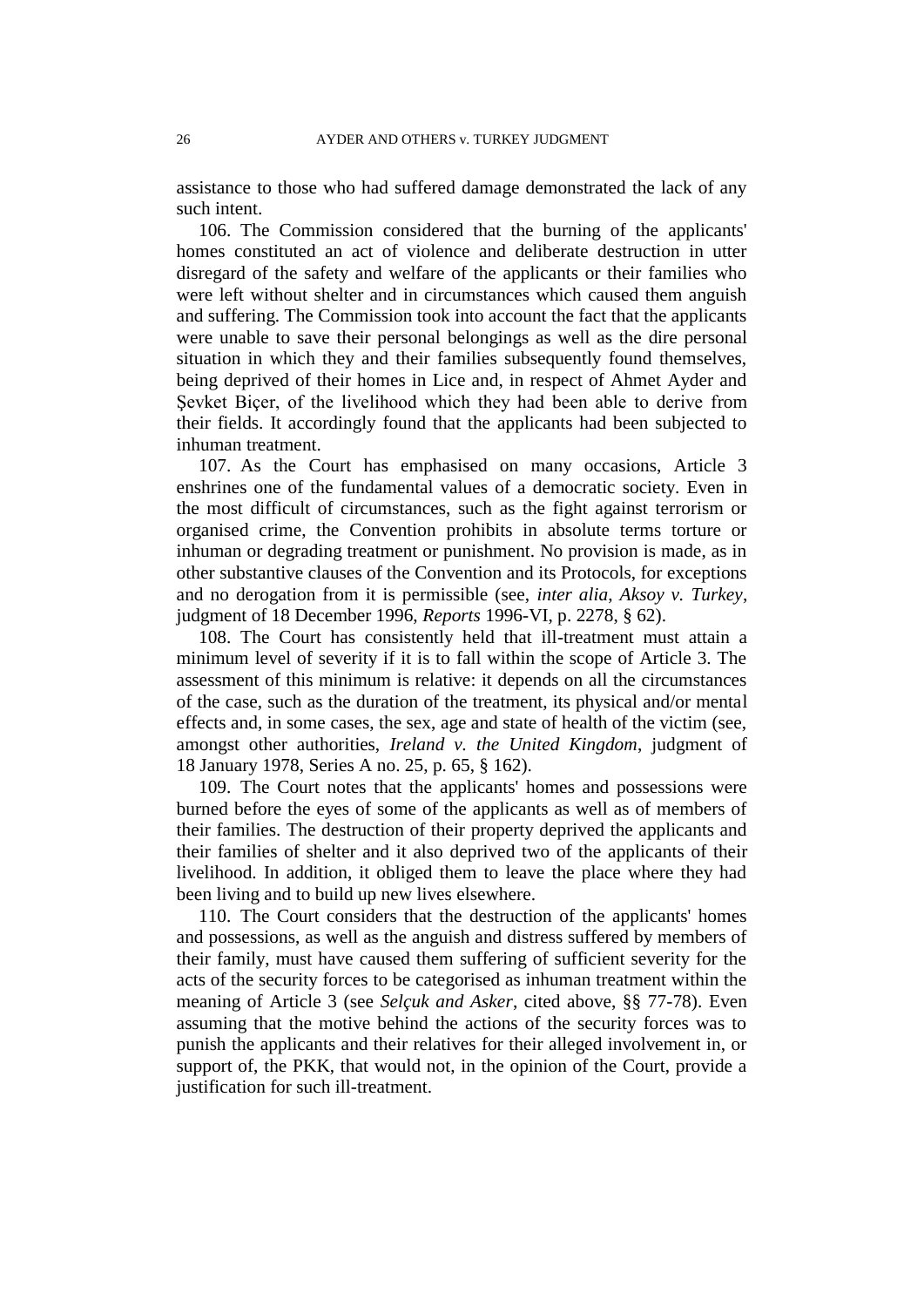assistance to those who had suffered damage demonstrated the lack of any such intent.

106. The Commission considered that the burning of the applicants' homes constituted an act of violence and deliberate destruction in utter disregard of the safety and welfare of the applicants or their families who were left without shelter and in circumstances which caused them anguish and suffering. The Commission took into account the fact that the applicants were unable to save their personal belongings as well as the dire personal situation in which they and their families subsequently found themselves, being deprived of their homes in Lice and, in respect of Ahmet Ayder and Şevket Biçer, of the livelihood which they had been able to derive from their fields. It accordingly found that the applicants had been subjected to inhuman treatment.

107. As the Court has emphasised on many occasions, Article 3 enshrines one of the fundamental values of a democratic society. Even in the most difficult of circumstances, such as the fight against terrorism or organised crime, the Convention prohibits in absolute terms torture or inhuman or degrading treatment or punishment. No provision is made, as in other substantive clauses of the Convention and its Protocols, for exceptions and no derogation from it is permissible (see, *inter alia*, *Aksoy v. Turkey*, judgment of 18 December 1996, *Reports* 1996-VI, p. 2278, § 62).

108. The Court has consistently held that ill-treatment must attain a minimum level of severity if it is to fall within the scope of Article 3. The assessment of this minimum is relative: it depends on all the circumstances of the case, such as the duration of the treatment, its physical and/or mental effects and, in some cases, the sex, age and state of health of the victim (see, amongst other authorities, *Ireland v. the United Kingdom*, judgment of 18 January 1978, Series A no. 25, p. 65, § 162).

109. The Court notes that the applicants' homes and possessions were burned before the eyes of some of the applicants as well as of members of their families. The destruction of their property deprived the applicants and their families of shelter and it also deprived two of the applicants of their livelihood. In addition, it obliged them to leave the place where they had been living and to build up new lives elsewhere.

110. The Court considers that the destruction of the applicants' homes and possessions, as well as the anguish and distress suffered by members of their family, must have caused them suffering of sufficient severity for the acts of the security forces to be categorised as inhuman treatment within the meaning of Article 3 (see *Selçuk and Asker*, cited above, §§ 77-78). Even assuming that the motive behind the actions of the security forces was to punish the applicants and their relatives for their alleged involvement in, or support of, the PKK, that would not, in the opinion of the Court, provide a justification for such ill-treatment.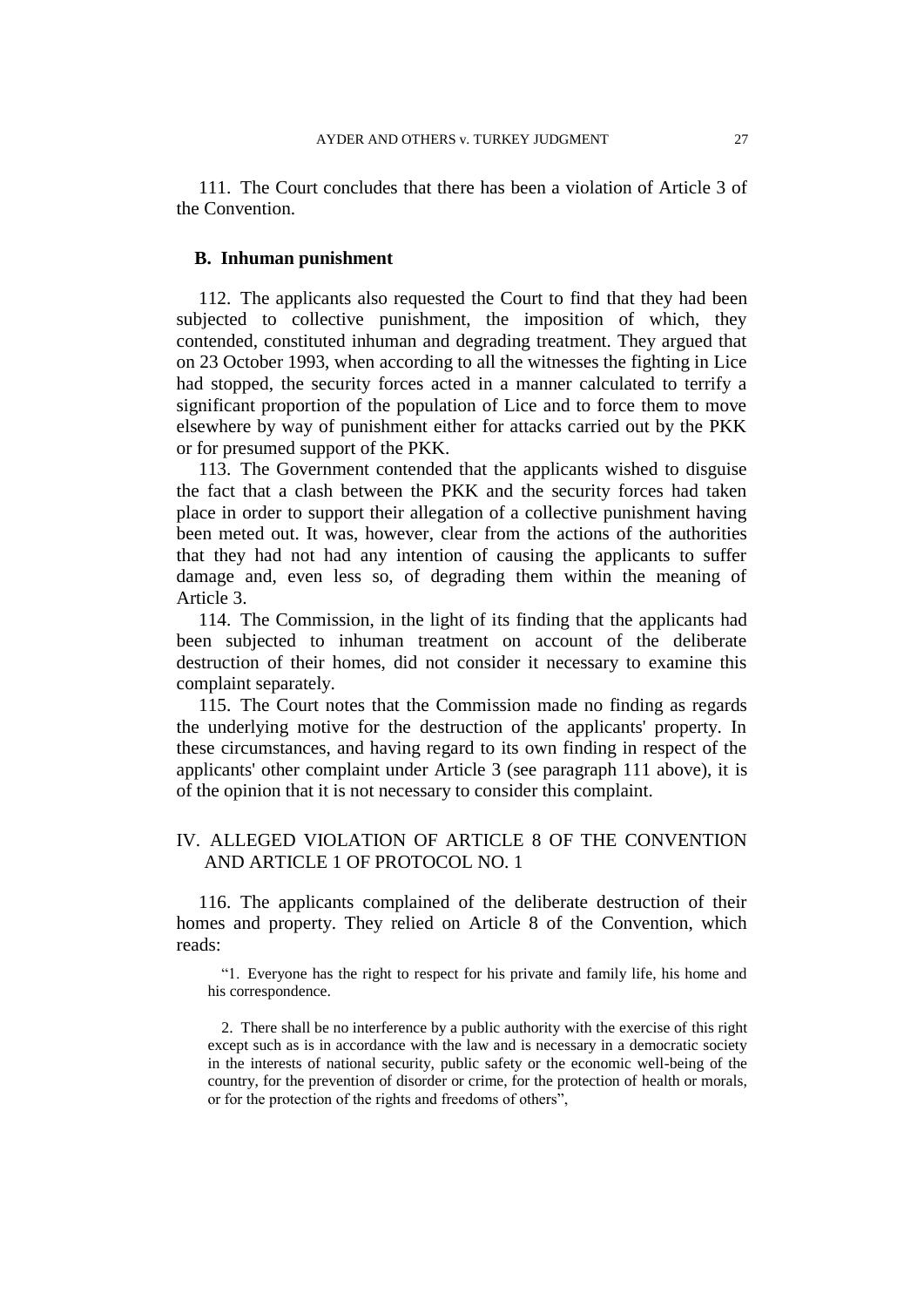111. The Court concludes that there has been a violation of Article 3 of the Convention.

### B. Inhuman punishment

112. The applicants also requested the Court to find that they had been subjected to collective punishment, the imposition of which, they contended, constituted inhuman and degrading treatment. They argued that on 23 October 1993, when according to all the witnesses the fighting in Lice had stopped, the security forces acted in a manner calculated to terrify a significant proportion of the population of Lice and to force them to move elsewhere by way of punishment either for attacks carried out by the PKK or for presumed support of the PKK.

113. The Government contended that the applicants wished to disguise the fact that a clash between the PKK and the security forces had taken place in order to support their allegation of a collective punishment having been meted out. It was, however, clear from the actions of the authorities that they had not had any intention of causing the applicants to suffer damage and, even less so, of degrading them within the meaning of Article 3.

114. The Commission, in the light of its finding that the applicants had been subjected to inhuman treatment on account of the deliberate destruction of their homes, did not consider it necessary to examine this complaint separately.

115. The Court notes that the Commission made no finding as regards the underlying motive for the destruction of the applicants' property. In these circumstances, and having regard to its own finding in respect of the applicants' other complaint under Article 3 (see paragraph 111 above), it is of the opinion that it is not necessary to consider this complaint.

## IV. ALLEGED VIOLATION OF ARTICLE 8 OF THE CONVENTION AND ARTICLE 1 OF PROTOCOL NO. 1

116. The applicants complained of the deliberate destruction of their homes and property. They relied on Article 8 of the Convention, which reads:

> "1. Everyone has the right to respect for his private and family life, his home and his correspondence.
>
> 2. There shall be no interference by a public authority with the exercise of this right except such as is in accordance with the law and is necessary in a democratic society in the interests of national security, public safety or the economic well-being of the country, for the prevention of disorder or crime, for the protection of health or morals, or for the protection of the rights and freedoms of others",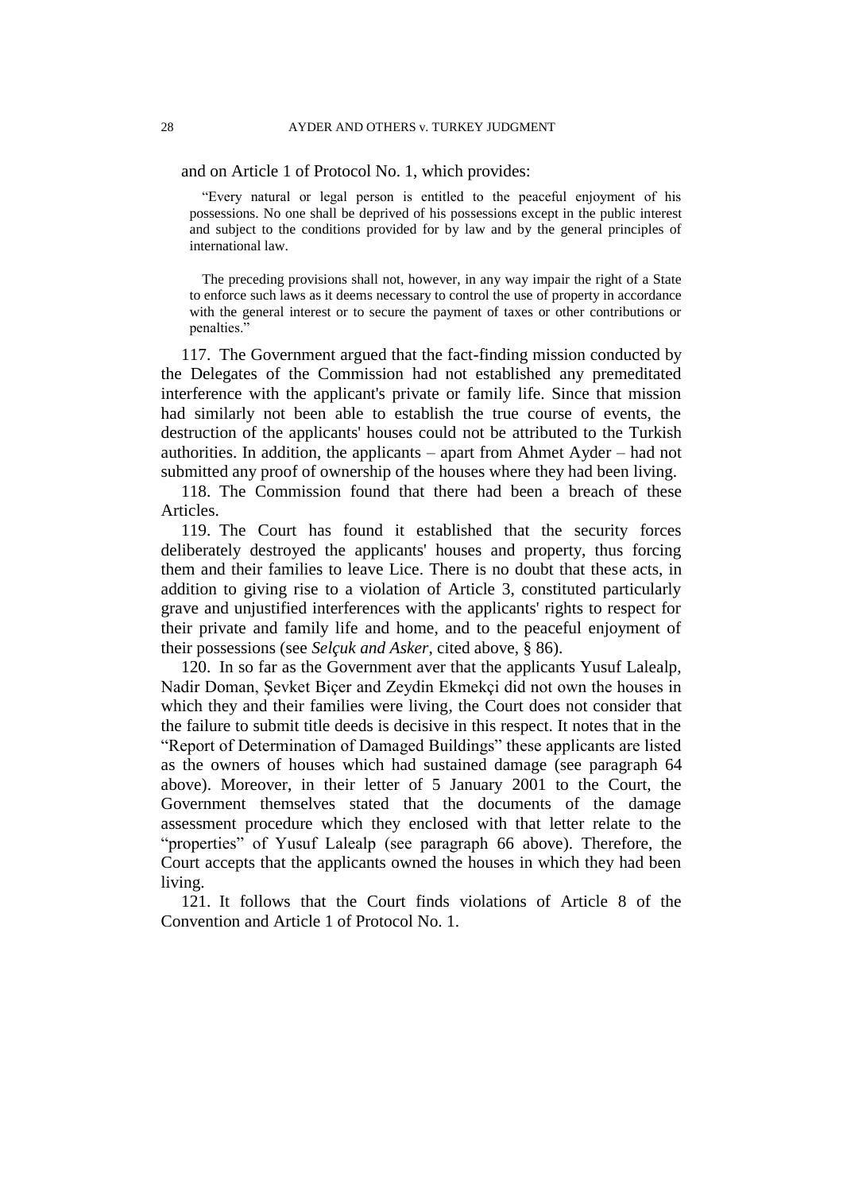and on Article 1 of Protocol No. 1, which provides:

> "Every natural or legal person is entitled to the peaceful enjoyment of his possessions. No one shall be deprived of his possessions except in the public interest and subject to the conditions provided for by law and by the general principles of international law.
>
> The preceding provisions shall not, however, in any way impair the right of a State to enforce such laws as it deems necessary to control the use of property in accordance with the general interest or to secure the payment of taxes or other contributions or penalties."

117. The Government argued that the fact-finding mission conducted by the Delegates of the Commission had not established any premeditated interference with the applicant's private or family life. Since that mission had similarly not been able to establish the true course of events, the destruction of the applicants' houses could not be attributed to the Turkish authorities. In addition, the applicants – apart from Ahmet Ayder – had not submitted any proof of ownership of the houses where they had been living.

118. The Commission found that there had been a breach of these Articles.

119. The Court has found it established that the security forces deliberately destroyed the applicants' houses and property, thus forcing them and their families to leave Lice. There is no doubt that these acts, in addition to giving rise to a violation of Article 3, constituted particularly grave and unjustified interferences with the applicants' rights to respect for their private and family life and home, and to the peaceful enjoyment of their possessions (see *Selçuk and Asker*, cited above, § 86).

120. In so far as the Government aver that the applicants Yusuf Lalealp, Nadir Doman, Şevket Biçer and Zeydin Ekmekçi did not own the houses in which they and their families were living, the Court does not consider that the failure to submit title deeds is decisive in this respect. It notes that in the "Report of Determination of Damaged Buildings" these applicants are listed as the owners of houses which had sustained damage (see paragraph 64 above). Moreover, in their letter of 5 January 2001 to the Court, the Government themselves stated that the documents of the damage assessment procedure which they enclosed with that letter relate to the "properties" of Yusuf Lalealp (see paragraph 66 above). Therefore, the Court accepts that the applicants owned the houses in which they had been living.

121. It follows that the Court finds violations of Article 8 of the Convention and Article 1 of Protocol No. 1.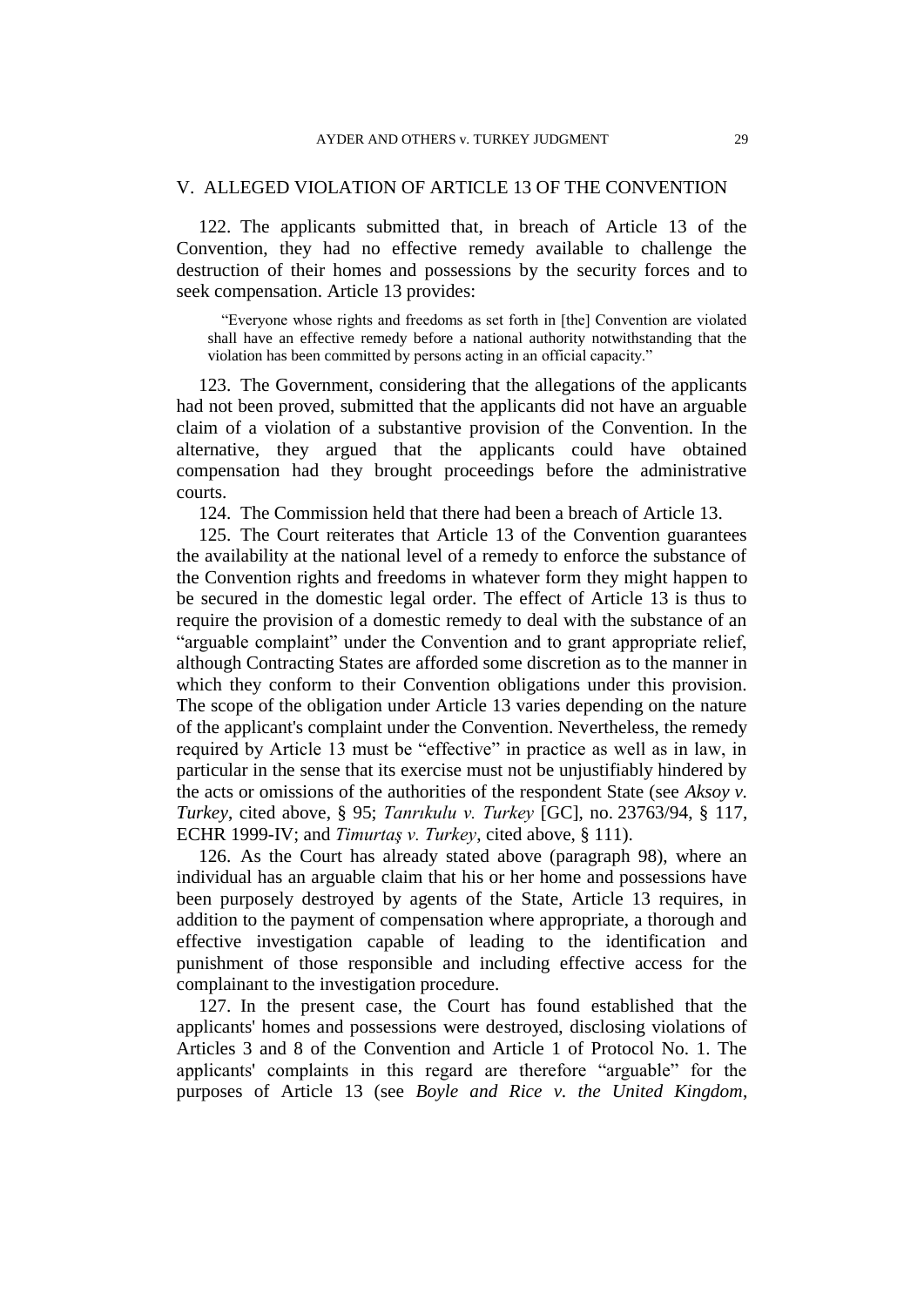## V. ALLEGED VIOLATION OF ARTICLE 13 OF THE CONVENTION

122. The applicants submitted that, in breach of Article 13 of the Convention, they had no effective remedy available to challenge the destruction of their homes and possessions by the security forces and to seek compensation. Article 13 provides:

> "Everyone whose rights and freedoms as set forth in [the] Convention are violated shall have an effective remedy before a national authority notwithstanding that the violation has been committed by persons acting in an official capacity."

123. The Government, considering that the allegations of the applicants had not been proved, submitted that the applicants did not have an arguable claim of a violation of a substantive provision of the Convention. In the alternative, they argued that the applicants could have obtained compensation had they brought proceedings before the administrative courts.

124. The Commission held that there had been a breach of Article 13.

125. The Court reiterates that Article 13 of the Convention guarantees the availability at the national level of a remedy to enforce the substance of the Convention rights and freedoms in whatever form they might happen to be secured in the domestic legal order. The effect of Article 13 is thus to require the provision of a domestic remedy to deal with the substance of an "arguable complaint" under the Convention and to grant appropriate relief, although Contracting States are afforded some discretion as to the manner in which they conform to their Convention obligations under this provision. The scope of the obligation under Article 13 varies depending on the nature of the applicant's complaint under the Convention. Nevertheless, the remedy required by Article 13 must be "effective" in practice as well as in law, in particular in the sense that its exercise must not be unjustifiably hindered by the acts or omissions of the authorities of the respondent State (see *Aksoy v. Turkey*, cited above, § 95; *Tanrıkulu v. Turkey* [GC], no. 23763/94, § 117, ECHR 1999-IV; and *Timurtaş v. Turkey*, cited above, § 111).

126. As the Court has already stated above (paragraph 98), where an individual has an arguable claim that his or her home and possessions have been purposely destroyed by agents of the State, Article 13 requires, in addition to the payment of compensation where appropriate, a thorough and effective investigation capable of leading to the identification and punishment of those responsible and including effective access for the complainant to the investigation procedure.

127. In the present case, the Court has found established that the applicants' homes and possessions were destroyed, disclosing violations of Articles 3 and 8 of the Convention and Article 1 of Protocol No. 1. The applicants' complaints in this regard are therefore "arguable" for the purposes of Article 13 (see *Boyle and Rice v. the United Kingdom*,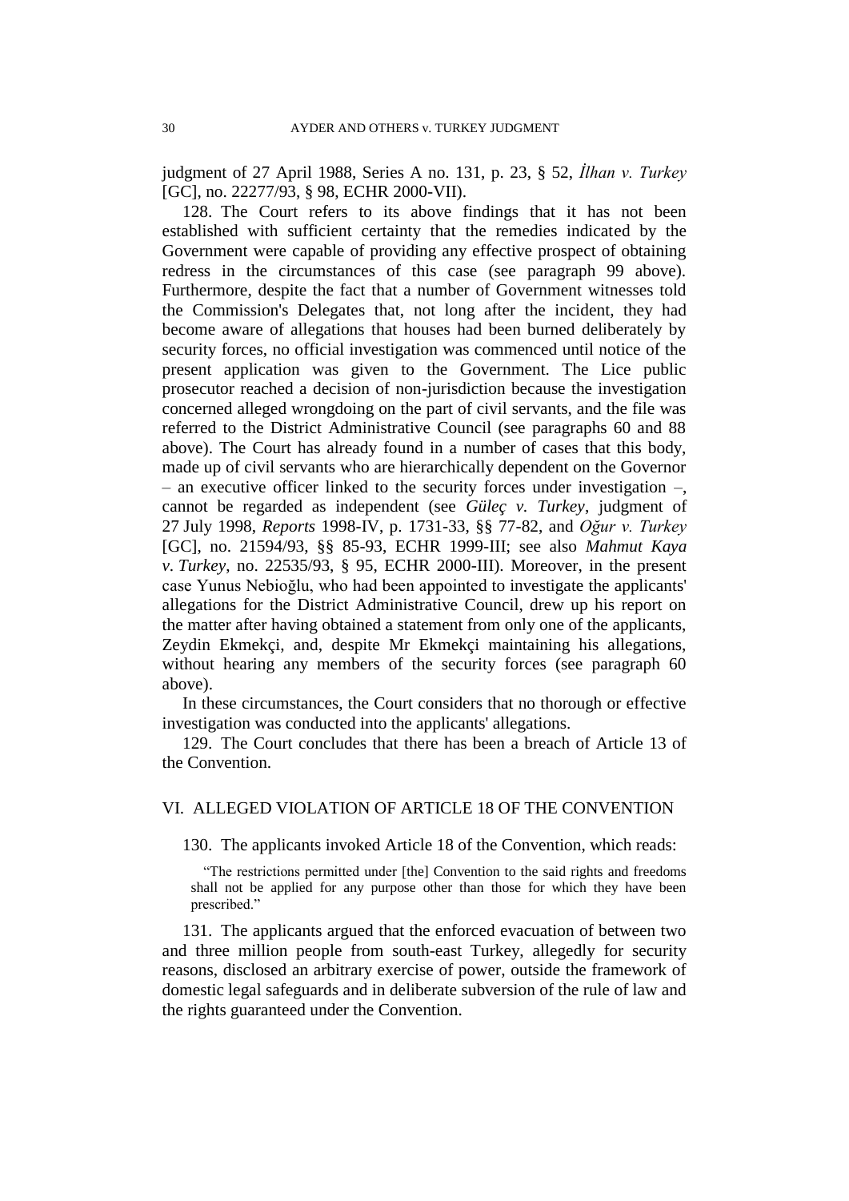judgment of 27 April 1988, Series A no. 131, p. 23, § 52, *İlhan v. Turkey* [GC], no. 22277/93, § 98, ECHR 2000-VII).

128. The Court refers to its above findings that it has not been established with sufficient certainty that the remedies indicated by the Government were capable of providing any effective prospect of obtaining redress in the circumstances of this case (see paragraph 99 above). Furthermore, despite the fact that a number of Government witnesses told the Commission's Delegates that, not long after the incident, they had become aware of allegations that houses had been burned deliberately by security forces, no official investigation was commenced until notice of the present application was given to the Government. The Lice public prosecutor reached a decision of non-jurisdiction because the investigation concerned alleged wrongdoing on the part of civil servants, and the file was referred to the District Administrative Council (see paragraphs 60 and 88 above). The Court has already found in a number of cases that this body, made up of civil servants who are hierarchically dependent on the Governor – an executive officer linked to the security forces under investigation –, cannot be regarded as independent (see *Güleç v. Turkey*, judgment of 27 July 1998, *Reports* 1998-IV, p. 1731-33, §§ 77-82, and *Oğur v. Turkey* [GC], no. 21594/93, §§ 85-93, ECHR 1999-III; see also *Mahmut Kaya v. Turkey*, no. 22535/93, § 95, ECHR 2000-III). Moreover, in the present case Yunus Nebioğlu, who had been appointed to investigate the applicants' allegations for the District Administrative Council, drew up his report on the matter after having obtained a statement from only one of the applicants, Zeydin Ekmekçi, and, despite Mr Ekmekçi maintaining his allegations, without hearing any members of the security forces (see paragraph 60 above).

In these circumstances, the Court considers that no thorough or effective investigation was conducted into the applicants' allegations.

129. The Court concludes that there has been a breach of Article 13 of the Convention.

## VI. ALLEGED VIOLATION OF ARTICLE 18 OF THE CONVENTION

130. The applicants invoked Article 18 of the Convention, which reads:

> "The restrictions permitted under [the] Convention to the said rights and freedoms shall not be applied for any purpose other than those for which they have been prescribed."

131. The applicants argued that the enforced evacuation of between two and three million people from south-east Turkey, allegedly for security reasons, disclosed an arbitrary exercise of power, outside the framework of domestic legal safeguards and in deliberate subversion of the rule of law and the rights guaranteed under the Convention.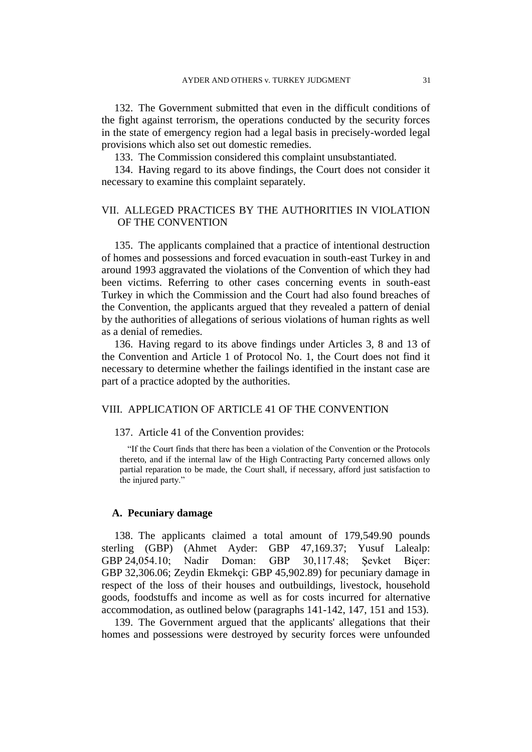132. The Government submitted that even in the difficult conditions of the fight against terrorism, the operations conducted by the security forces in the state of emergency region had a legal basis in precisely-worded legal provisions which also set out domestic remedies.

133. The Commission considered this complaint unsubstantiated.

134. Having regard to its above findings, the Court does not consider it necessary to examine this complaint separately.

## VII. ALLEGED PRACTICES BY THE AUTHORITIES IN VIOLATION OF THE CONVENTION

135. The applicants complained that a practice of intentional destruction of homes and possessions and forced evacuation in south-east Turkey in and around 1993 aggravated the violations of the Convention of which they had been victims. Referring to other cases concerning events in south-east Turkey in which the Commission and the Court had also found breaches of the Convention, the applicants argued that they revealed a pattern of denial by the authorities of allegations of serious violations of human rights as well as a denial of remedies.

136. Having regard to its above findings under Articles 3, 8 and 13 of the Convention and Article 1 of Protocol No. 1, the Court does not find it necessary to determine whether the failings identified in the instant case are part of a practice adopted by the authorities.

## VIII. APPLICATION OF ARTICLE 41 OF THE CONVENTION

137. Article 41 of the Convention provides:

> "If the Court finds that there has been a violation of the Convention or the Protocols thereto, and if the internal law of the High Contracting Party concerned allows only partial reparation to be made, the Court shall, if necessary, afford just satisfaction to the injured party."

### A. Pecuniary damage

138. The applicants claimed a total amount of 179,549.90 pounds sterling (GBP) (Ahmet Ayder: GBP 47,169.37; Yusuf Lalealp: GBP 24,054.10; Nadir Doman: GBP 30,117.48; Şevket Biçer: GBP 32,306.06; Zeydin Ekmekçi: GBP 45,902.89) for pecuniary damage in respect of the loss of their houses and outbuildings, livestock, household goods, foodstuffs and income as well as for costs incurred for alternative accommodation, as outlined below (paragraphs 141-142, 147, 151 and 153).

139. The Government argued that the applicants' allegations that their homes and possessions were destroyed by security forces were unfounded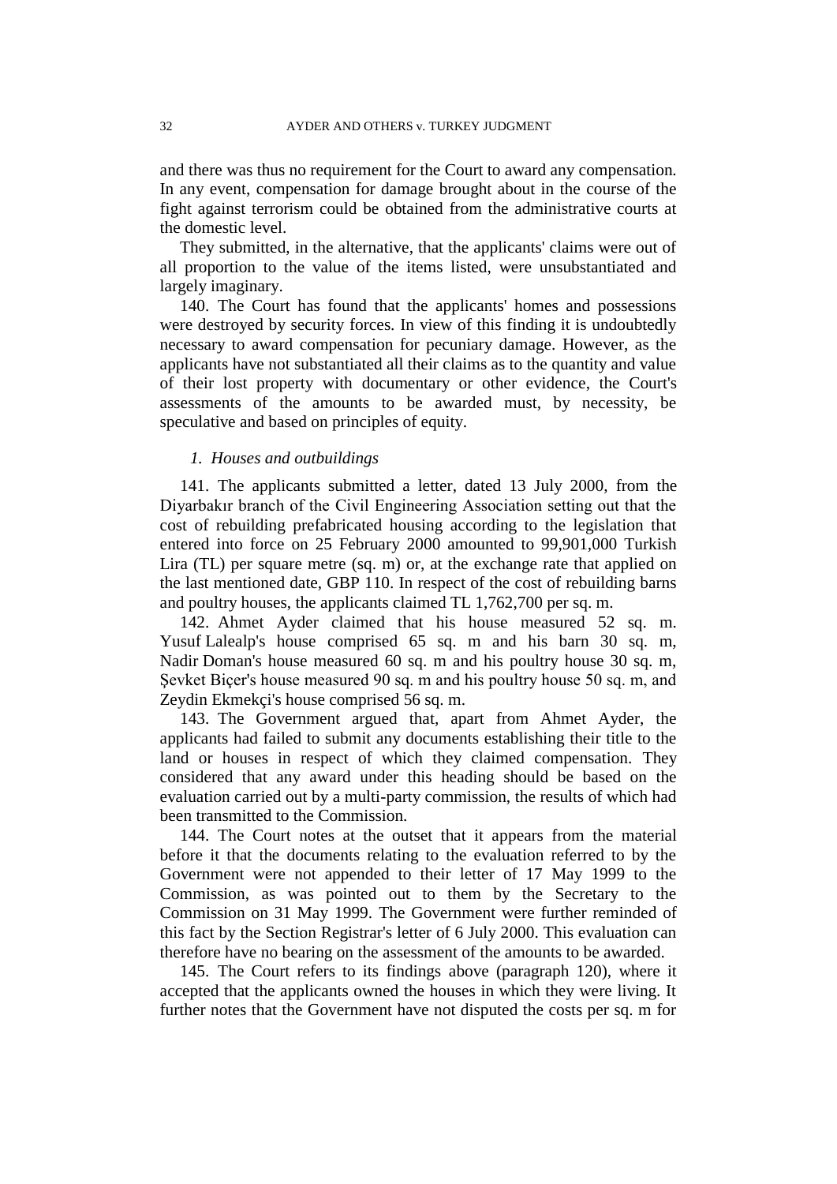and there was thus no requirement for the Court to award any compensation. In any event, compensation for damage brought about in the course of the fight against terrorism could be obtained from the administrative courts at the domestic level.

They submitted, in the alternative, that the applicants' claims were out of all proportion to the value of the items listed, were unsubstantiated and largely imaginary.

140. The Court has found that the applicants' homes and possessions were destroyed by security forces. In view of this finding it is undoubtedly necessary to award compensation for pecuniary damage. However, as the applicants have not substantiated all their claims as to the quantity and value of their lost property with documentary or other evidence, the Court's assessments of the amounts to be awarded must, by necessity, be speculative and based on principles of equity.

*1. Houses and outbuildings*

141. The applicants submitted a letter, dated 13 July 2000, from the Diyarbakır branch of the Civil Engineering Association setting out that the cost of rebuilding prefabricated housing according to the legislation that entered into force on 25 February 2000 amounted to 99,901,000 Turkish Lira (TL) per square metre (sq. m) or, at the exchange rate that applied on the last mentioned date, GBP 110. In respect of the cost of rebuilding barns and poultry houses, the applicants claimed TL 1,762,700 per sq. m.

142. Ahmet Ayder claimed that his house measured 52 sq. m. Yusuf Lalealp's house comprised 65 sq. m and his barn 30 sq. m, Nadir Doman's house measured 60 sq. m and his poultry house 30 sq. m, Şevket Biçer's house measured 90 sq. m and his poultry house 50 sq. m, and Zeydin Ekmekçi's house comprised 56 sq. m.

143. The Government argued that, apart from Ahmet Ayder, the applicants had failed to submit any documents establishing their title to the land or houses in respect of which they claimed compensation. They considered that any award under this heading should be based on the evaluation carried out by a multi-party commission, the results of which had been transmitted to the Commission.

144. The Court notes at the outset that it appears from the material before it that the documents relating to the evaluation referred to by the Government were not appended to their letter of 17 May 1999 to the Commission, as was pointed out to them by the Secretary to the Commission on 31 May 1999. The Government were further reminded of this fact by the Section Registrar's letter of 6 July 2000. This evaluation can therefore have no bearing on the assessment of the amounts to be awarded.

145. The Court refers to its findings above (paragraph 120), where it accepted that the applicants owned the houses in which they were living. It further notes that the Government have not disputed the costs per sq. m for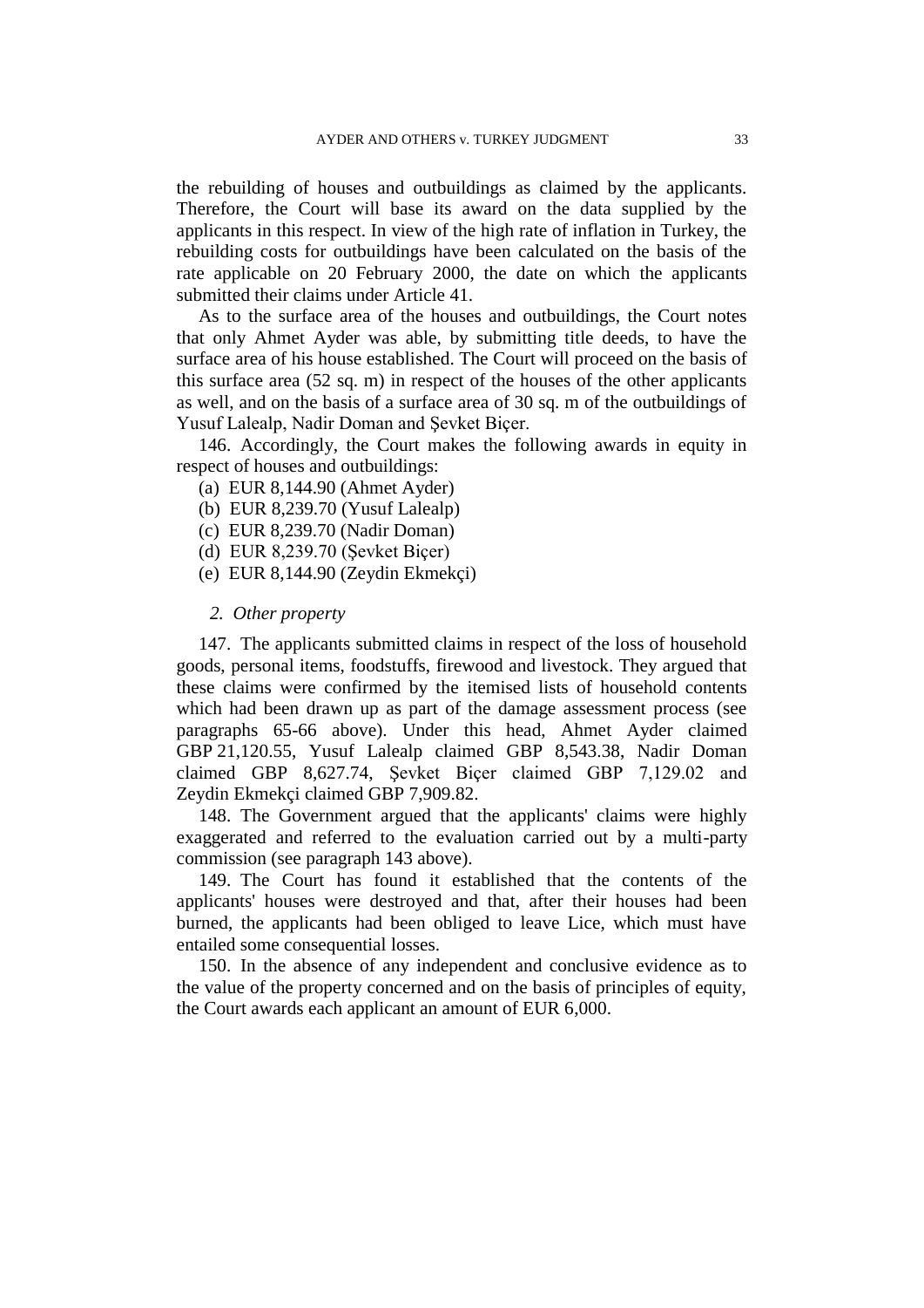the rebuilding of houses and outbuildings as claimed by the applicants. Therefore, the Court will base its award on the data supplied by the applicants in this respect. In view of the high rate of inflation in Turkey, the rebuilding costs for outbuildings have been calculated on the basis of the rate applicable on 20 February 2000, the date on which the applicants submitted their claims under Article 41.

As to the surface area of the houses and outbuildings, the Court notes that only Ahmet Ayder was able, by submitting title deeds, to have the surface area of his house established. The Court will proceed on the basis of this surface area (52 sq. m) in respect of the houses of the other applicants as well, and on the basis of a surface area of 30 sq. m of the outbuildings of Yusuf Lalealp, Nadir Doman and Şevket Biçer.

146. Accordingly, the Court makes the following awards in equity in respect of houses and outbuildings:

(a) EUR 8,144.90 (Ahmet Ayder)
(b) EUR 8,239.70 (Yusuf Lalealp)
(c) EUR 8,239.70 (Nadir Doman)
(d) EUR 8,239.70 (Şevket Biçer)
(e) EUR 8,144.90 (Zeydin Ekmekçi)

*2. Other property*

147. The applicants submitted claims in respect of the loss of household goods, personal items, foodstuffs, firewood and livestock. They argued that these claims were confirmed by the itemised lists of household contents which had been drawn up as part of the damage assessment process (see paragraphs 65-66 above). Under this head, Ahmet Ayder claimed GBP 21,120.55, Yusuf Lalealp claimed GBP 8,543.38, Nadir Doman claimed GBP 8,627.74, Şevket Biçer claimed GBP 7,129.02 and Zeydin Ekmekçi claimed GBP 7,909.82.

148. The Government argued that the applicants' claims were highly exaggerated and referred to the evaluation carried out by a multi-party commission (see paragraph 143 above).

149. The Court has found it established that the contents of the applicants' houses were destroyed and that, after their houses had been burned, the applicants had been obliged to leave Lice, which must have entailed some consequential losses.

150. In the absence of any independent and conclusive evidence as to the value of the property concerned and on the basis of principles of equity, the Court awards each applicant an amount of EUR 6,000.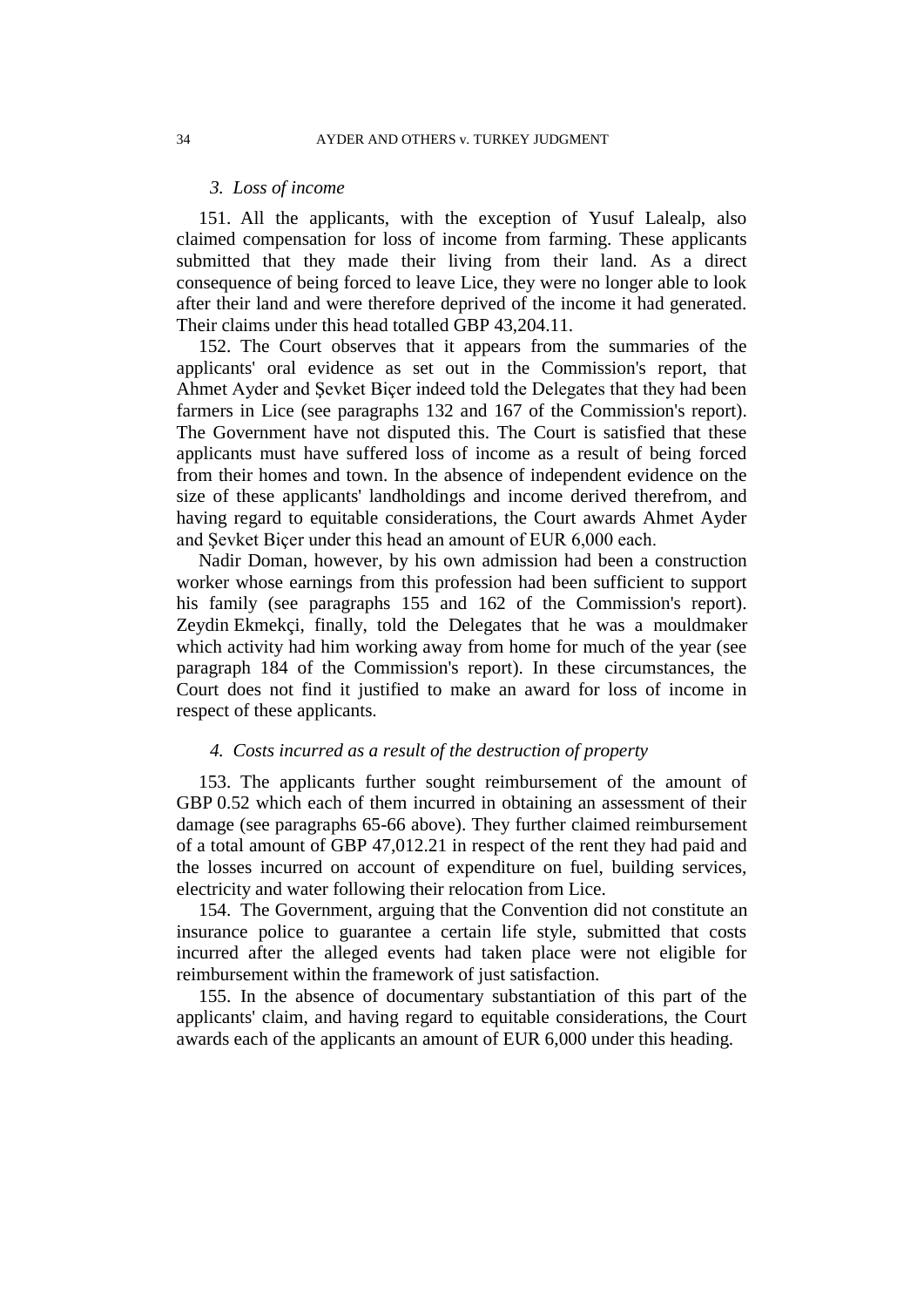### *3. Loss of income*

151. All the applicants, with the exception of Yusuf Lalealp, also claimed compensation for loss of income from farming. These applicants submitted that they made their living from their land. As a direct consequence of being forced to leave Lice, they were no longer able to look after their land and were therefore deprived of the income it had generated. Their claims under this head totalled GBP 43,204.11.

152. The Court observes that it appears from the summaries of the applicants' oral evidence as set out in the Commission's report, that Ahmet Ayder and Şevket Biçer indeed told the Delegates that they had been farmers in Lice (see paragraphs 132 and 167 of the Commission's report). The Government have not disputed this. The Court is satisfied that these applicants must have suffered loss of income as a result of being forced from their homes and town. In the absence of independent evidence on the size of these applicants' landholdings and income derived therefrom, and having regard to equitable considerations, the Court awards Ahmet Ayder and Şevket Biçer under this head an amount of EUR 6,000 each.

Nadir Doman, however, by his own admission had been a construction worker whose earnings from this profession had been sufficient to support his family (see paragraphs 155 and 162 of the Commission's report). Zeydin Ekmekçi, finally, told the Delegates that he was a mouldmaker which activity had him working away from home for much of the year (see paragraph 184 of the Commission's report). In these circumstances, the Court does not find it justified to make an award for loss of income in respect of these applicants.

### *4. Costs incurred as a result of the destruction of property*

153. The applicants further sought reimbursement of the amount of GBP 0.52 which each of them incurred in obtaining an assessment of their damage (see paragraphs 65-66 above). They further claimed reimbursement of a total amount of GBP 47,012.21 in respect of the rent they had paid and the losses incurred on account of expenditure on fuel, building services, electricity and water following their relocation from Lice.

154. The Government, arguing that the Convention did not constitute an insurance police to guarantee a certain life style, submitted that costs incurred after the alleged events had taken place were not eligible for reimbursement within the framework of just satisfaction.

155. In the absence of documentary substantiation of this part of the applicants' claim, and having regard to equitable considerations, the Court awards each of the applicants an amount of EUR 6,000 under this heading.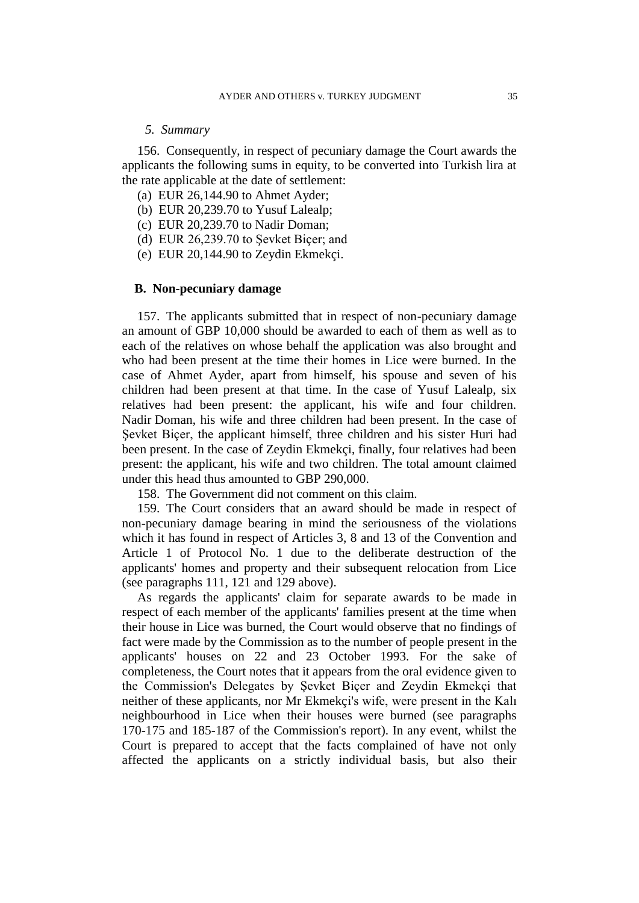*5. Summary*

156. Consequently, in respect of pecuniary damage the Court awards the applicants the following sums in equity, to be converted into Turkish lira at the rate applicable at the date of settlement:

(a) EUR 26,144.90 to Ahmet Ayder;

(b) EUR 20,239.70 to Yusuf Lalealp;

(c) EUR 20,239.70 to Nadir Doman;

(d) EUR 26,239.70 to Şevket Biçer; and

(e) EUR 20,144.90 to Zeydin Ekmekçi.

**B. Non-pecuniary damage**

157. The applicants submitted that in respect of non-pecuniary damage an amount of GBP 10,000 should be awarded to each of them as well as to each of the relatives on whose behalf the application was also brought and who had been present at the time their homes in Lice were burned. In the case of Ahmet Ayder, apart from himself, his spouse and seven of his children had been present at that time. In the case of Yusuf Lalealp, six relatives had been present: the applicant, his wife and four children. Nadir Doman, his wife and three children had been present. In the case of Şevket Biçer, the applicant himself, three children and his sister Huri had been present. In the case of Zeydin Ekmekçi, finally, four relatives had been present: the applicant, his wife and two children. The total amount claimed under this head thus amounted to GBP 290,000.

158. The Government did not comment on this claim.

159. The Court considers that an award should be made in respect of non-pecuniary damage bearing in mind the seriousness of the violations which it has found in respect of Articles 3, 8 and 13 of the Convention and Article 1 of Protocol No. 1 due to the deliberate destruction of the applicants' homes and property and their subsequent relocation from Lice (see paragraphs 111, 121 and 129 above).

As regards the applicants' claim for separate awards to be made in respect of each member of the applicants' families present at the time when their house in Lice was burned, the Court would observe that no findings of fact were made by the Commission as to the number of people present in the applicants' houses on 22 and 23 October 1993. For the sake of completeness, the Court notes that it appears from the oral evidence given to the Commission's Delegates by Şevket Biçer and Zeydin Ekmekçi that neither of these applicants, nor Mr Ekmekçi's wife, were present in the Kalı neighbourhood in Lice when their houses were burned (see paragraphs 170-175 and 185-187 of the Commission's report). In any event, whilst the Court is prepared to accept that the facts complained of have not only affected the applicants on a strictly individual basis, but also their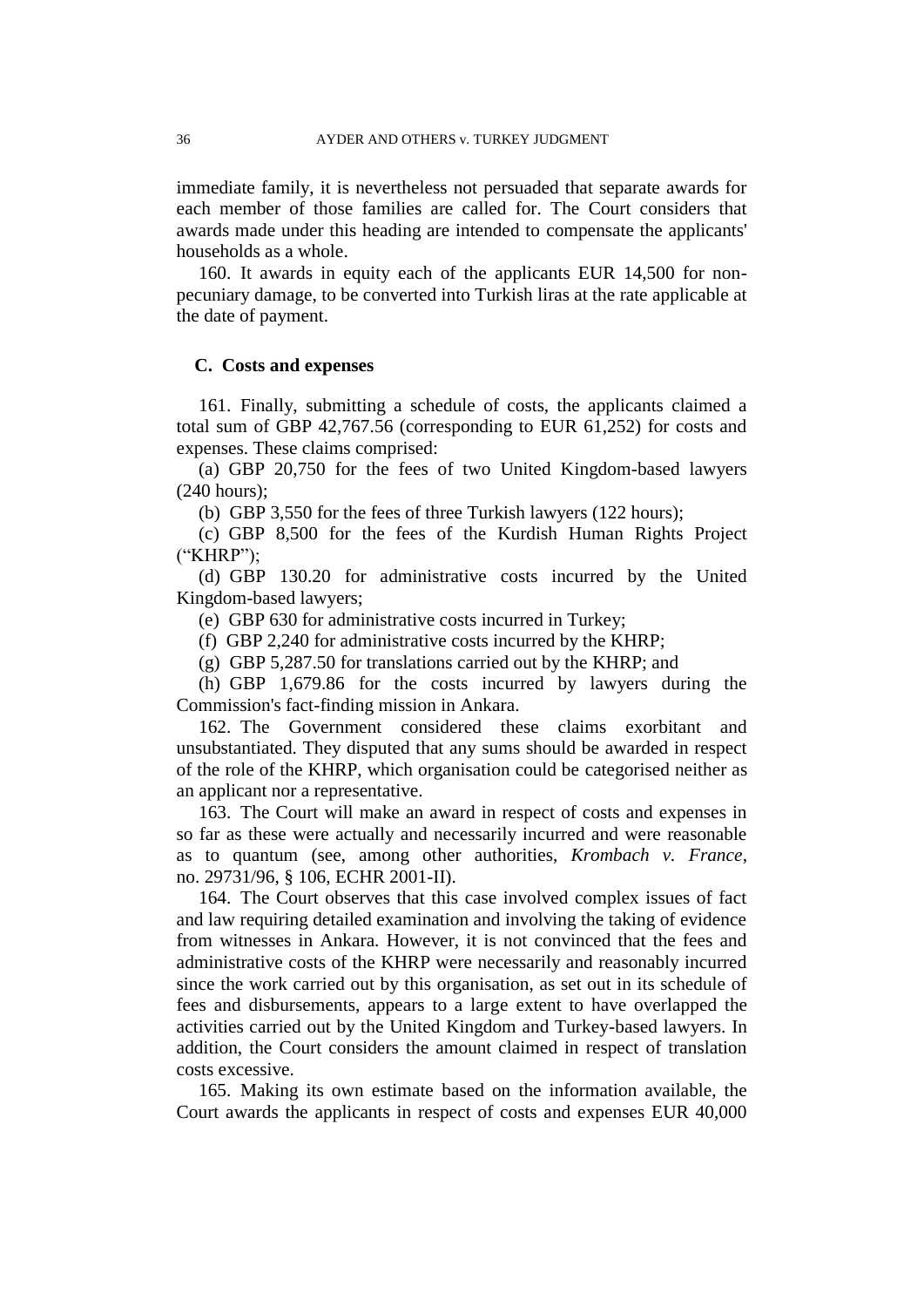immediate family, it is nevertheless not persuaded that separate awards for each member of those families are called for. The Court considers that awards made under this heading are intended to compensate the applicants' households as a whole.

160. It awards in equity each of the applicants EUR 14,500 for non-pecuniary damage, to be converted into Turkish liras at the rate applicable at the date of payment.

## C. Costs and expenses

161. Finally, submitting a schedule of costs, the applicants claimed a total sum of GBP 42,767.56 (corresponding to EUR 61,252) for costs and expenses. These claims comprised:

(a) GBP 20,750 for the fees of two United Kingdom-based lawyers (240 hours);

(b) GBP 3,550 for the fees of three Turkish lawyers (122 hours);

(c) GBP 8,500 for the fees of the Kurdish Human Rights Project ("KHRP");

(d) GBP 130.20 for administrative costs incurred by the United Kingdom-based lawyers;

(e) GBP 630 for administrative costs incurred in Turkey;

(f) GBP 2,240 for administrative costs incurred by the KHRP;

(g) GBP 5,287.50 for translations carried out by the KHRP; and

(h) GBP 1,679.86 for the costs incurred by lawyers during the Commission's fact-finding mission in Ankara.

162. The Government considered these claims exorbitant and unsubstantiated. They disputed that any sums should be awarded in respect of the role of the KHRP, which organisation could be categorised neither as an applicant nor a representative.

163. The Court will make an award in respect of costs and expenses in so far as these were actually and necessarily incurred and were reasonable as to quantum (see, among other authorities, *Krombach v. France*, no. 29731/96, § 106, ECHR 2001-II).

164. The Court observes that this case involved complex issues of fact and law requiring detailed examination and involving the taking of evidence from witnesses in Ankara. However, it is not convinced that the fees and administrative costs of the KHRP were necessarily and reasonably incurred since the work carried out by this organisation, as set out in its schedule of fees and disbursements, appears to a large extent to have overlapped the activities carried out by the United Kingdom and Turkey-based lawyers. In addition, the Court considers the amount claimed in respect of translation costs excessive.

165. Making its own estimate based on the information available, the Court awards the applicants in respect of costs and expenses EUR 40,000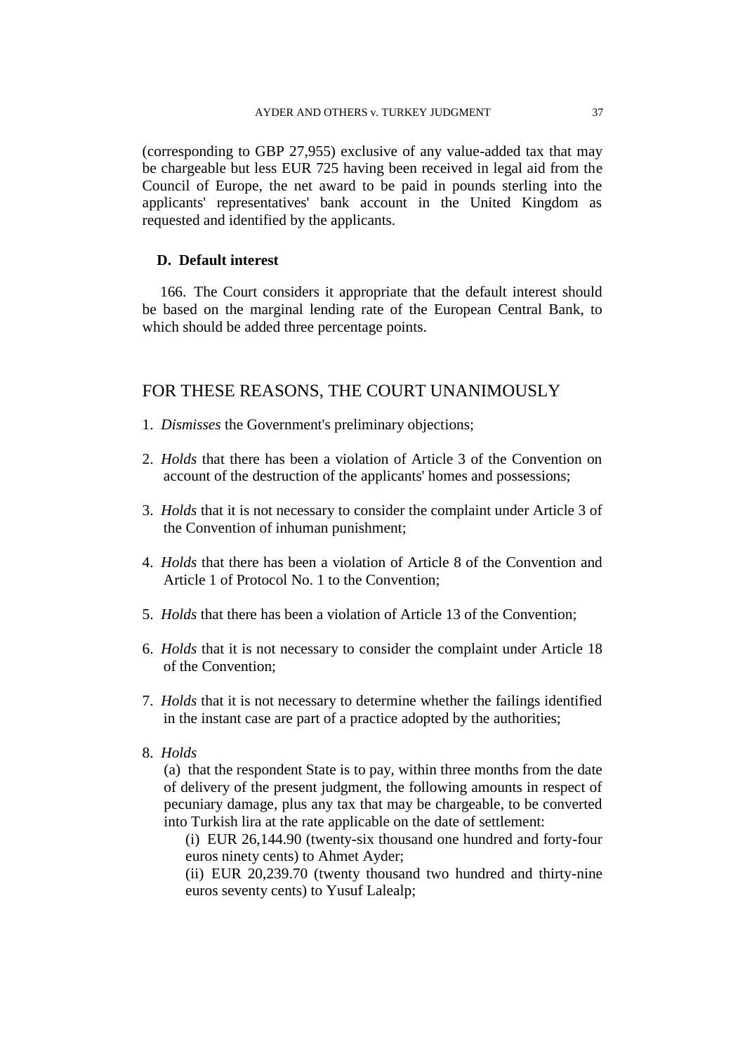(corresponding to GBP 27,955) exclusive of any value-added tax that may be chargeable but less EUR 725 having been received in legal aid from the Council of Europe, the net award to be paid in pounds sterling into the applicants' representatives' bank account in the United Kingdom as requested and identified by the applicants.

### D. Default interest

166. The Court considers it appropriate that the default interest should be based on the marginal lending rate of the European Central Bank, to which should be added three percentage points.

## FOR THESE REASONS, THE COURT UNANIMOUSLY

1. *Dismisses* the Government's preliminary objections;

2. *Holds* that there has been a violation of Article 3 of the Convention on account of the destruction of the applicants' homes and possessions;

3. *Holds* that it is not necessary to consider the complaint under Article 3 of the Convention of inhuman punishment;

4. *Holds* that there has been a violation of Article 8 of the Convention and Article 1 of Protocol No. 1 to the Convention;

5. *Holds* that there has been a violation of Article 13 of the Convention;

6. *Holds* that it is not necessary to consider the complaint under Article 18 of the Convention;

7. *Holds* that it is not necessary to determine whether the failings identified in the instant case are part of a practice adopted by the authorities;

8. *Holds*

   (a) that the respondent State is to pay, within three months from the date of delivery of the present judgment, the following amounts in respect of pecuniary damage, plus any tax that may be chargeable, to be converted into Turkish lira at the rate applicable on the date of settlement:

   (i) EUR 26,144.90 (twenty-six thousand one hundred and forty-four euros ninety cents) to Ahmet Ayder;

   (ii) EUR 20,239.70 (twenty thousand two hundred and thirty-nine euros seventy cents) to Yusuf Lalealp;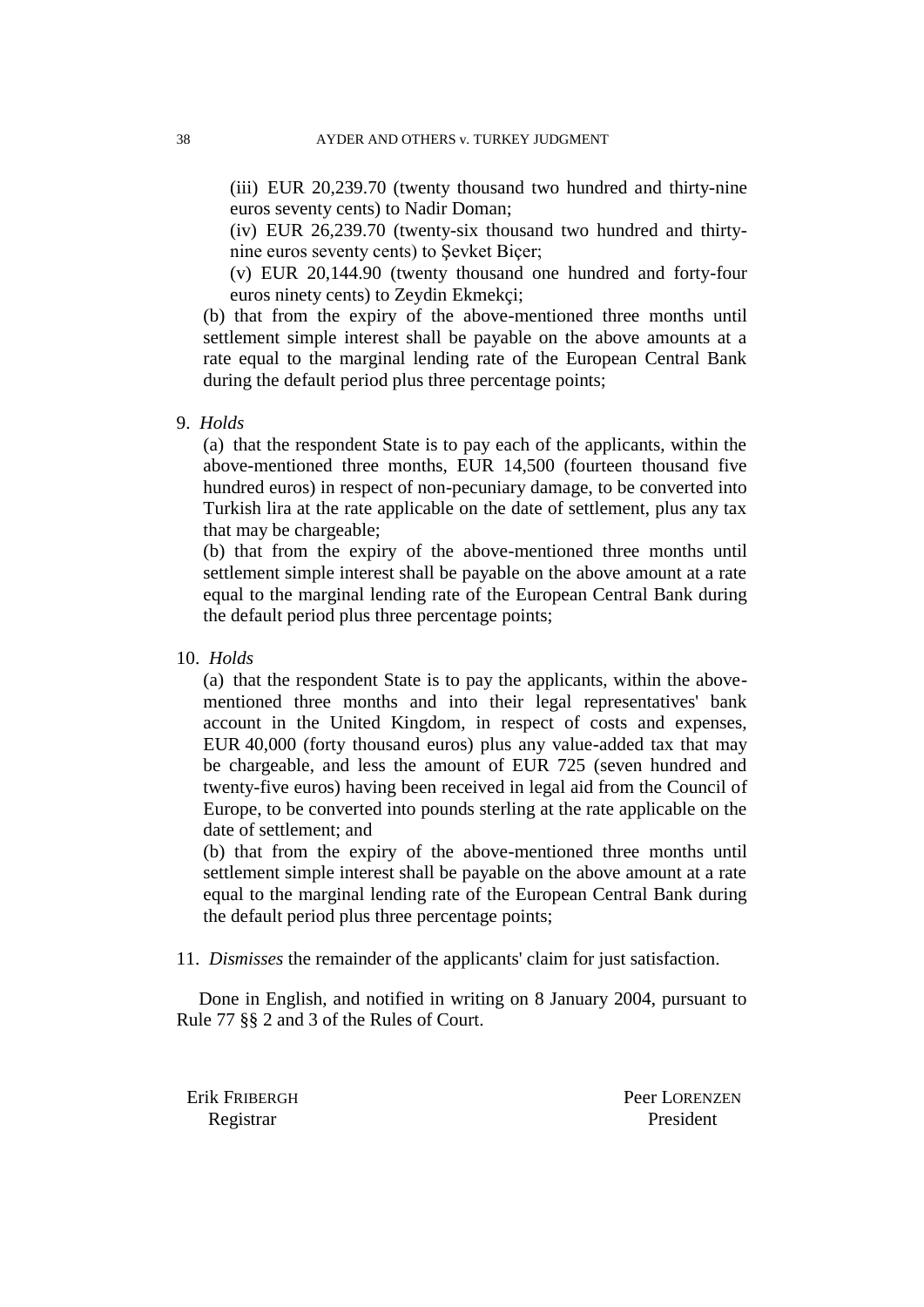(iii) EUR 20,239.70 (twenty thousand two hundred and thirty-nine euros seventy cents) to Nadir Doman;

(iv) EUR 26,239.70 (twenty-six thousand two hundred and thirty-nine euros seventy cents) to Şevket Biçer;

(v) EUR 20,144.90 (twenty thousand one hundred and forty-four euros ninety cents) to Zeydin Ekmekçi;

(b) that from the expiry of the above-mentioned three months until settlement simple interest shall be payable on the above amounts at a rate equal to the marginal lending rate of the European Central Bank during the default period plus three percentage points;

9. *Holds*

(a) that the respondent State is to pay each of the applicants, within the above-mentioned three months, EUR 14,500 (fourteen thousand five hundred euros) in respect of non-pecuniary damage, to be converted into Turkish lira at the rate applicable on the date of settlement, plus any tax that may be chargeable;

(b) that from the expiry of the above-mentioned three months until settlement simple interest shall be payable on the above amount at a rate equal to the marginal lending rate of the European Central Bank during the default period plus three percentage points;

10. *Holds*

(a) that the respondent State is to pay the applicants, within the above-mentioned three months and into their legal representatives' bank account in the United Kingdom, in respect of costs and expenses, EUR 40,000 (forty thousand euros) plus any value-added tax that may be chargeable, and less the amount of EUR 725 (seven hundred and twenty-five euros) having been received in legal aid from the Council of Europe, to be converted into pounds sterling at the rate applicable on the date of settlement; and

(b) that from the expiry of the above-mentioned three months until settlement simple interest shall be payable on the above amount at a rate equal to the marginal lending rate of the European Central Bank during the default period plus three percentage points;

11. *Dismisses* the remainder of the applicants' claim for just satisfaction.

Done in English, and notified in writing on 8 January 2004, pursuant to Rule 77 §§ 2 and 3 of the Rules of Court.

Erik FRIBERGH
Registrar

Peer LORENZEN
President